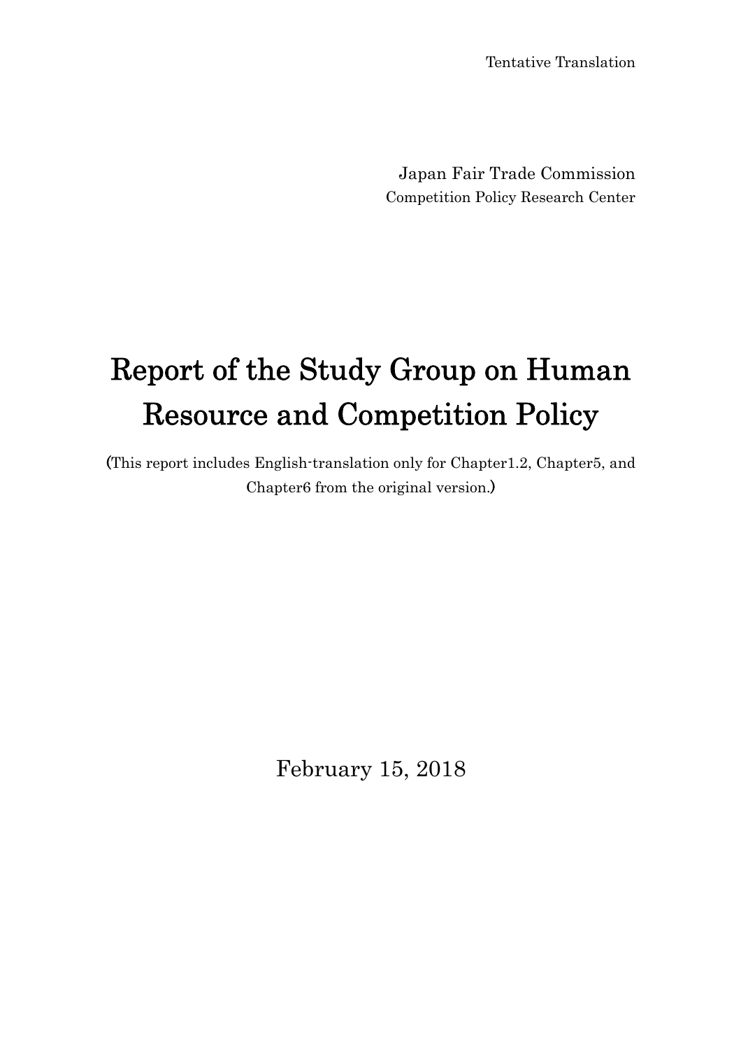Tentative Translation

Japan Fair Trade Commission
Competition Policy Research Center

# Report of the Study Group on Human Resource and Competition Policy

(This report includes English-translation only for Chapter1.2, Chapter5, and Chapter6 from the original version.)

February 15, 2018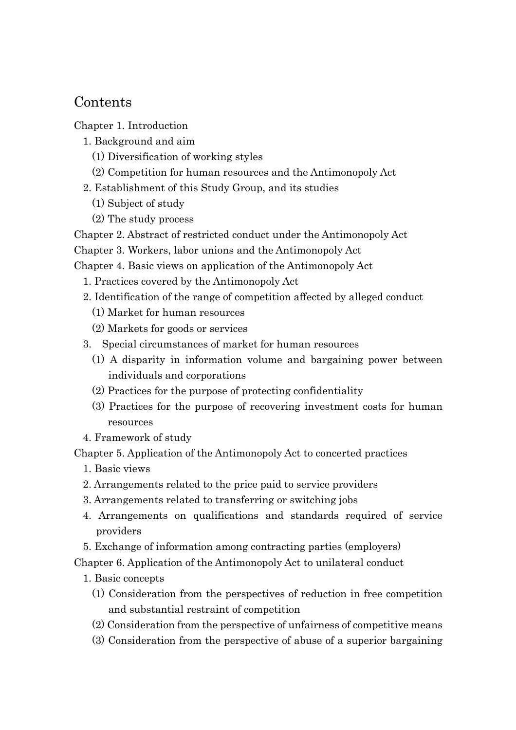# Contents

Chapter 1. Introduction

- 1. Background and aim
  - (1) Diversification of working styles
  - (2) Competition for human resources and the Antimonopoly Act
- 2. Establishment of this Study Group, and its studies
  - (1) Subject of study
  - (2) The study process

Chapter 2. Abstract of restricted conduct under the Antimonopoly Act

Chapter 3. Workers, labor unions and the Antimonopoly Act

Chapter 4. Basic views on application of the Antimonopoly Act

- 1. Practices covered by the Antimonopoly Act
- 2. Identification of the range of competition affected by alleged conduct
  - (1) Market for human resources
  - (2) Markets for goods or services
- 3. Special circumstances of market for human resources
  - (1) A disparity in information volume and bargaining power between individuals and corporations
  - (2) Practices for the purpose of protecting confidentiality
  - (3) Practices for the purpose of recovering investment costs for human resources
- 4. Framework of study

Chapter 5. Application of the Antimonopoly Act to concerted practices

- 1. Basic views
- 2. Arrangements related to the price paid to service providers
- 3. Arrangements related to transferring or switching jobs
- 4. Arrangements on qualifications and standards required of service providers
- 5. Exchange of information among contracting parties (employers)

Chapter 6. Application of the Antimonopoly Act to unilateral conduct

- 1. Basic concepts
  - (1) Consideration from the perspectives of reduction in free competition and substantial restraint of competition
  - (2) Consideration from the perspective of unfairness of competitive means
  - (3) Consideration from the perspective of abuse of a superior bargaining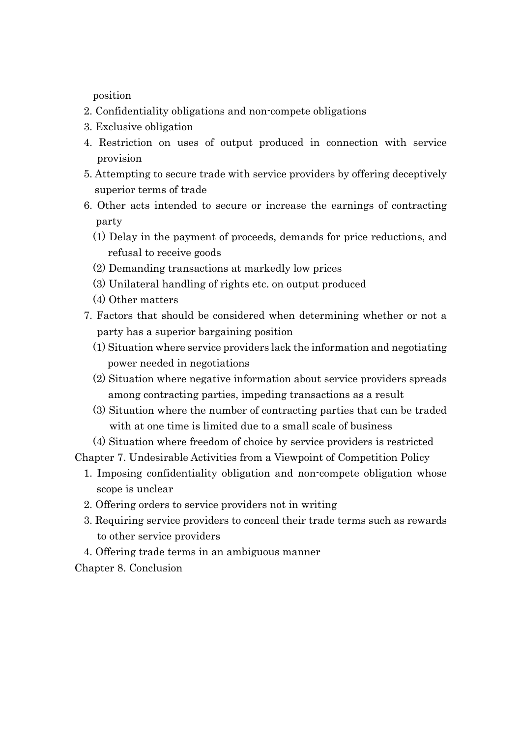position

2. Confidentiality obligations and non-compete obligations
3. Exclusive obligation
4. Restriction on uses of output produced in connection with service provision
5. Attempting to secure trade with service providers by offering deceptively superior terms of trade
6. Other acts intended to secure or increase the earnings of contracting party
   (1) Delay in the payment of proceeds, demands for price reductions, and refusal to receive goods
   (2) Demanding transactions at markedly low prices
   (3) Unilateral handling of rights etc. on output produced
   (4) Other matters
7. Factors that should be considered when determining whether or not a party has a superior bargaining position
   (1) Situation where service providers lack the information and negotiating power needed in negotiations
   (2) Situation where negative information about service providers spreads among contracting parties, impeding transactions as a result
   (3) Situation where the number of contracting parties that can be traded with at one time is limited due to a small scale of business
   (4) Situation where freedom of choice by service providers is restricted

Chapter 7. Undesirable Activities from a Viewpoint of Competition Policy

1. Imposing confidentiality obligation and non-compete obligation whose scope is unclear
2. Offering orders to service providers not in writing
3. Requiring service providers to conceal their trade terms such as rewards to other service providers
4. Offering trade terms in an ambiguous manner

Chapter 8. Conclusion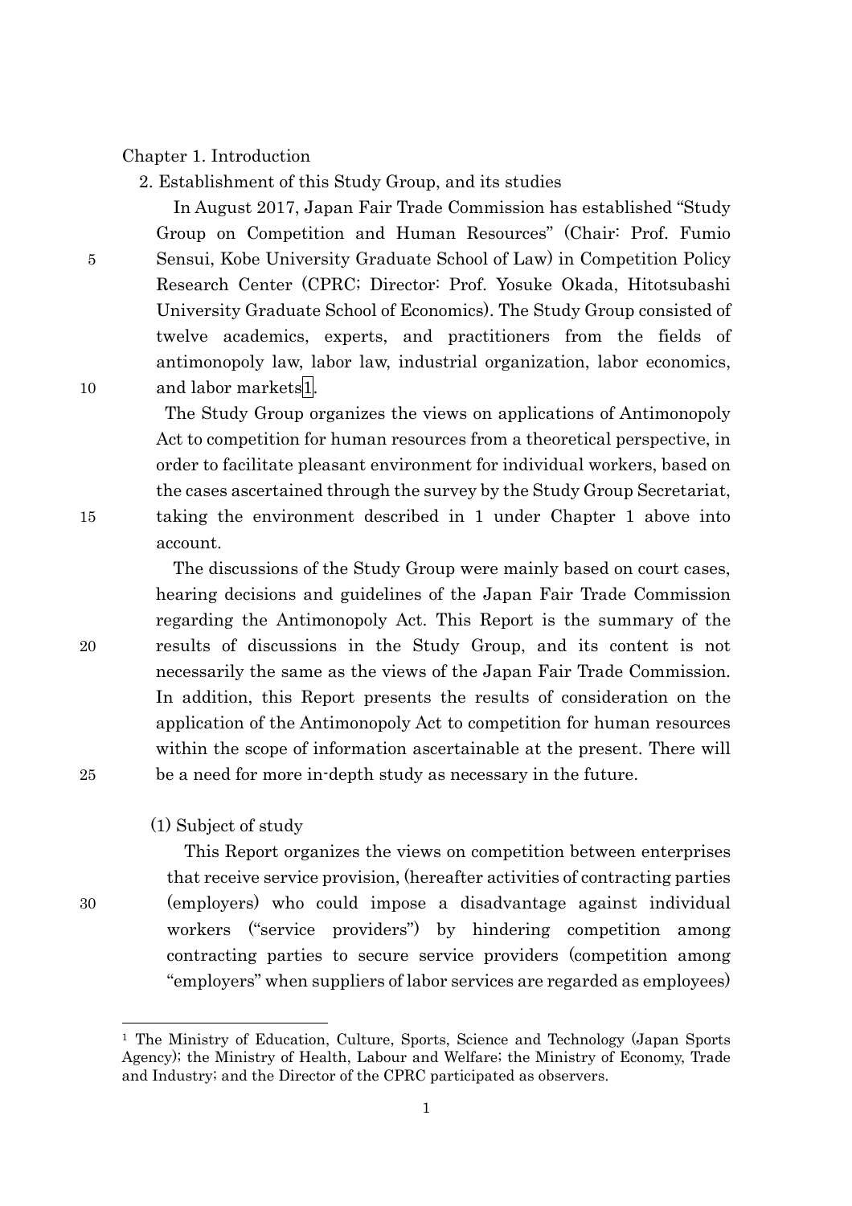Chapter 1. Introduction

2. Establishment of this Study Group, and its studies

In August 2017, Japan Fair Trade Commission has established "Study Group on Competition and Human Resources" (Chair: Prof. Fumio Sensui, Kobe University Graduate School of Law) in Competition Policy Research Center (CPRC; Director: Prof. Yosuke Okada, Hitotsubashi University Graduate School of Economics). The Study Group consisted of twelve academics, experts, and practitioners from the fields of antimonopoly law, labor law, industrial organization, labor economics, and labor markets[1].

The Study Group organizes the views on applications of Antimonopoly Act to competition for human resources from a theoretical perspective, in order to facilitate pleasant environment for individual workers, based on the cases ascertained through the survey by the Study Group Secretariat, taking the environment described in 1 under Chapter 1 above into account.

The discussions of the Study Group were mainly based on court cases, hearing decisions and guidelines of the Japan Fair Trade Commission regarding the Antimonopoly Act. This Report is the summary of the results of discussions in the Study Group, and its content is not necessarily the same as the views of the Japan Fair Trade Commission. In addition, this Report presents the results of consideration on the application of the Antimonopoly Act to competition for human resources within the scope of information ascertainable at the present. There will be a need for more in-depth study as necessary in the future.

(1) Subject of study

This Report organizes the views on competition between enterprises that receive service provision, (hereafter activities of contracting parties (employers) who could impose a disadvantage against individual workers ("service providers") by hindering competition among contracting parties to secure service providers (competition among "employers" when suppliers of labor services are regarded as employees)

---

[1] The Ministry of Education, Culture, Sports, Science and Technology (Japan Sports Agency); the Ministry of Health, Labour and Welfare; the Ministry of Economy, Trade and Industry; and the Director of the CPRC participated as observers.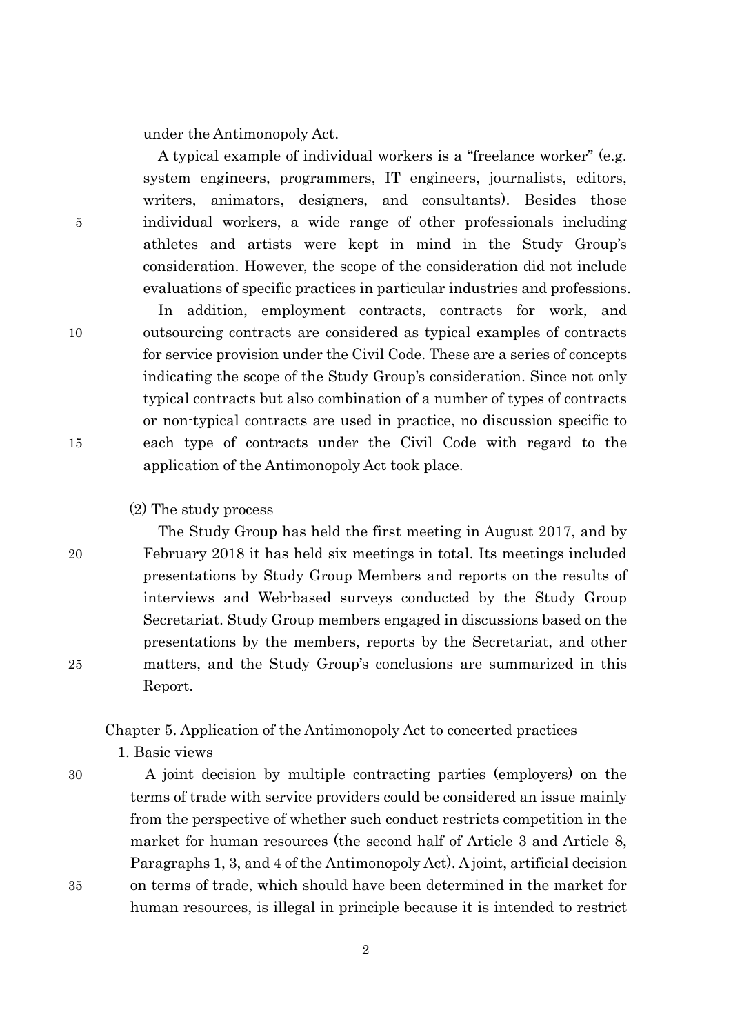under the Antimonopoly Act.

A typical example of individual workers is a “freelance worker” (e.g. system engineers, programmers, IT engineers, journalists, editors, writers, animators, designers, and consultants). Besides those individual workers, a wide range of other professionals including athletes and artists were kept in mind in the Study Group’s consideration. However, the scope of the consideration did not include evaluations of specific practices in particular industries and professions.

In addition, employment contracts, contracts for work, and outsourcing contracts are considered as typical examples of contracts for service provision under the Civil Code. These are a series of concepts indicating the scope of the Study Group’s consideration. Since not only typical contracts but also combination of a number of types of contracts or non-typical contracts are used in practice, no discussion specific to each type of contracts under the Civil Code with regard to the application of the Antimonopoly Act took place.

(2) The study process

The Study Group has held the first meeting in August 2017, and by February 2018 it has held six meetings in total. Its meetings included presentations by Study Group Members and reports on the results of interviews and Web-based surveys conducted by the Study Group Secretariat. Study Group members engaged in discussions based on the presentations by the members, reports by the Secretariat, and other matters, and the Study Group’s conclusions are summarized in this Report.

## Chapter 5. Application of the Antimonopoly Act to concerted practices

### 1. Basic views

A joint decision by multiple contracting parties (employers) on the terms of trade with service providers could be considered an issue mainly from the perspective of whether such conduct restricts competition in the market for human resources (the second half of Article 3 and Article 8, Paragraphs 1, 3, and 4 of the Antimonopoly Act). A joint, artificial decision on terms of trade, which should have been determined in the market for human resources, is illegal in principle because it is intended to restrict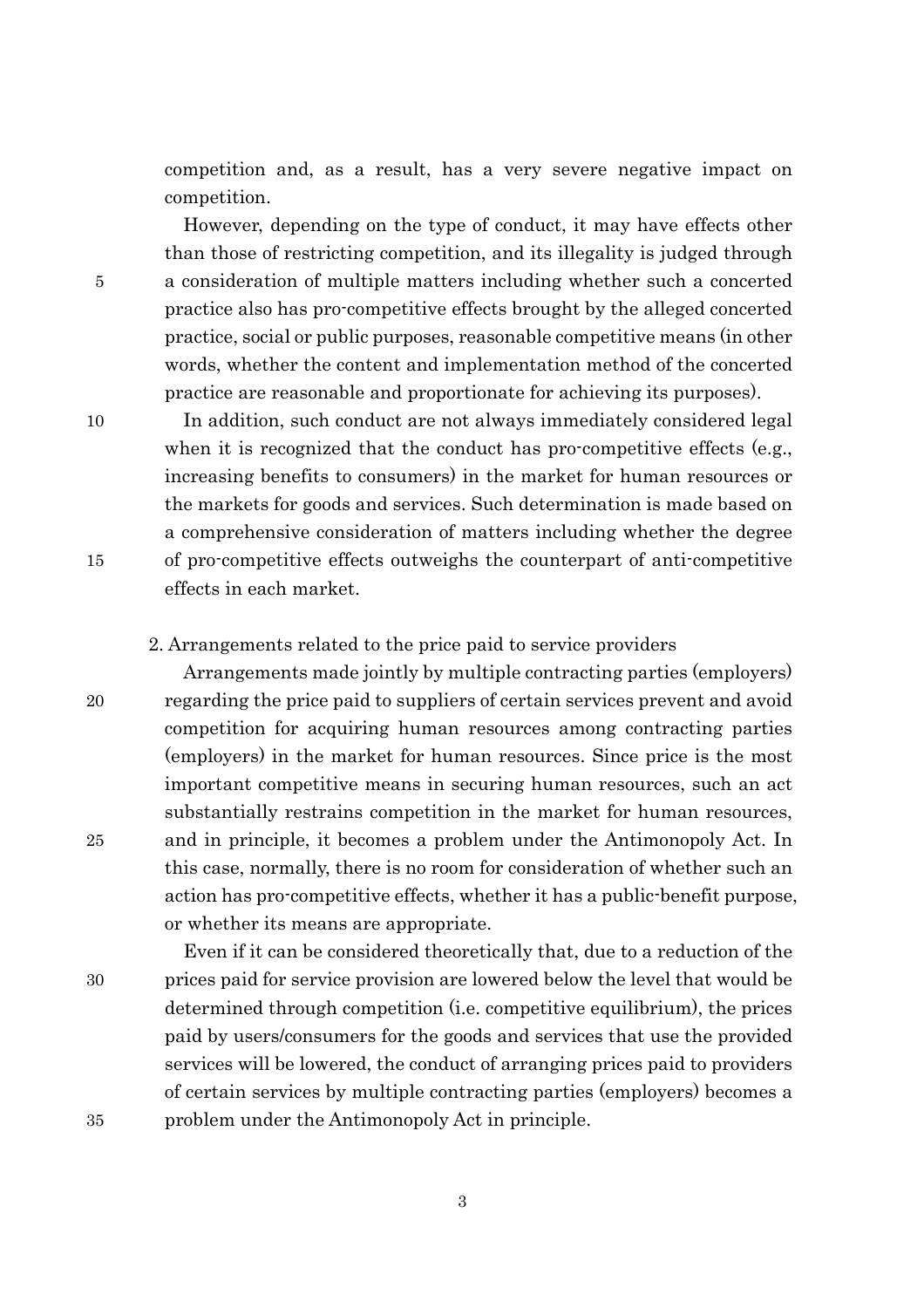competition and, as a result, has a very severe negative impact on competition.

However, depending on the type of conduct, it may have effects other than those of restricting competition, and its illegality is judged through a consideration of multiple matters including whether such a concerted practice also has pro-competitive effects brought by the alleged concerted practice, social or public purposes, reasonable competitive means (in other words, whether the content and implementation method of the concerted practice are reasonable and proportionate for achieving its purposes).

In addition, such conduct are not always immediately considered legal when it is recognized that the conduct has pro-competitive effects (e.g., increasing benefits to consumers) in the market for human resources or the markets for goods and services. Such determination is made based on a comprehensive consideration of matters including whether the degree of pro-competitive effects outweighs the counterpart of anti-competitive effects in each market.

2. Arrangements related to the price paid to service providers

Arrangements made jointly by multiple contracting parties (employers) regarding the price paid to suppliers of certain services prevent and avoid competition for acquiring human resources among contracting parties (employers) in the market for human resources. Since price is the most important competitive means in securing human resources, such an act substantially restrains competition in the market for human resources, and in principle, it becomes a problem under the Antimonopoly Act. In this case, normally, there is no room for consideration of whether such an action has pro-competitive effects, whether it has a public-benefit purpose, or whether its means are appropriate.

Even if it can be considered theoretically that, due to a reduction of the prices paid for service provision are lowered below the level that would be determined through competition (i.e. competitive equilibrium), the prices paid by users/consumers for the goods and services that use the provided services will be lowered, the conduct of arranging prices paid to providers of certain services by multiple contracting parties (employers) becomes a problem under the Antimonopoly Act in principle.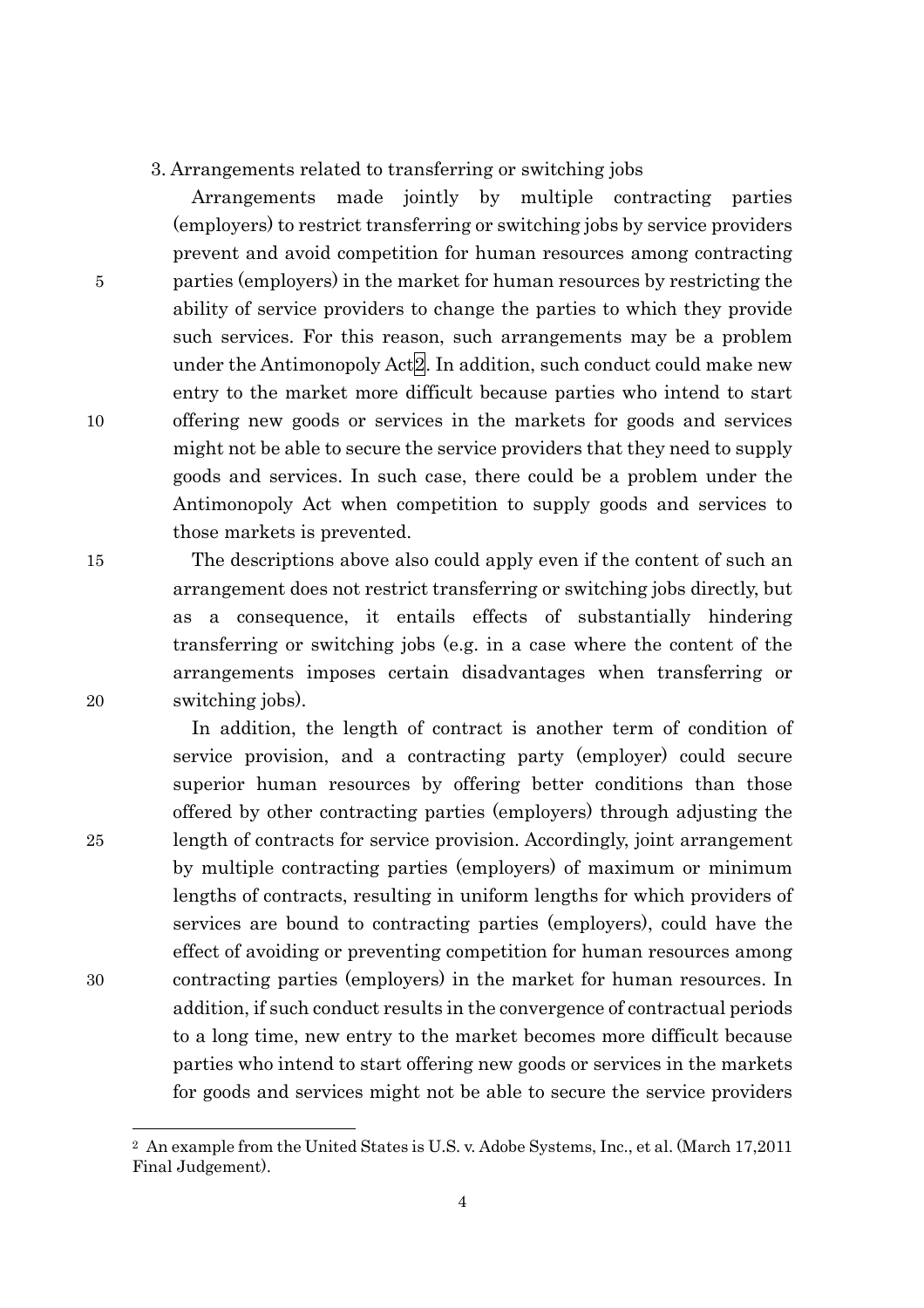3. Arrangements related to transferring or switching jobs

Arrangements made jointly by multiple contracting parties (employers) to restrict transferring or switching jobs by service providers prevent and avoid competition for human resources among contracting parties (employers) in the market for human resources by restricting the ability of service providers to change the parties to which they provide such services. For this reason, such arrangements may be a problem under the Antimonopoly Act[2]. In addition, such conduct could make new entry to the market more difficult because parties who intend to start offering new goods or services in the markets for goods and services might not be able to secure the service providers that they need to supply goods and services. In such case, there could be a problem under the Antimonopoly Act when competition to supply goods and services to those markets is prevented.

The descriptions above also could apply even if the content of such an arrangement does not restrict transferring or switching jobs directly, but as a consequence, it entails effects of substantially hindering transferring or switching jobs (e.g. in a case where the content of the arrangements imposes certain disadvantages when transferring or switching jobs).

In addition, the length of contract is another term of condition of service provision, and a contracting party (employer) could secure superior human resources by offering better conditions than those offered by other contracting parties (employers) through adjusting the length of contracts for service provision. Accordingly, joint arrangement by multiple contracting parties (employers) of maximum or minimum lengths of contracts, resulting in uniform lengths for which providers of services are bound to contracting parties (employers), could have the effect of avoiding or preventing competition for human resources among contracting parties (employers) in the market for human resources. In addition, if such conduct results in the convergence of contractual periods to a long time, new entry to the market becomes more difficult because parties who intend to start offering new goods or services in the markets for goods and services might not be able to secure the service providers

---

[2] An example from the United States is U.S. v. Adobe Systems, Inc., et al. (March 17,2011 Final Judgement).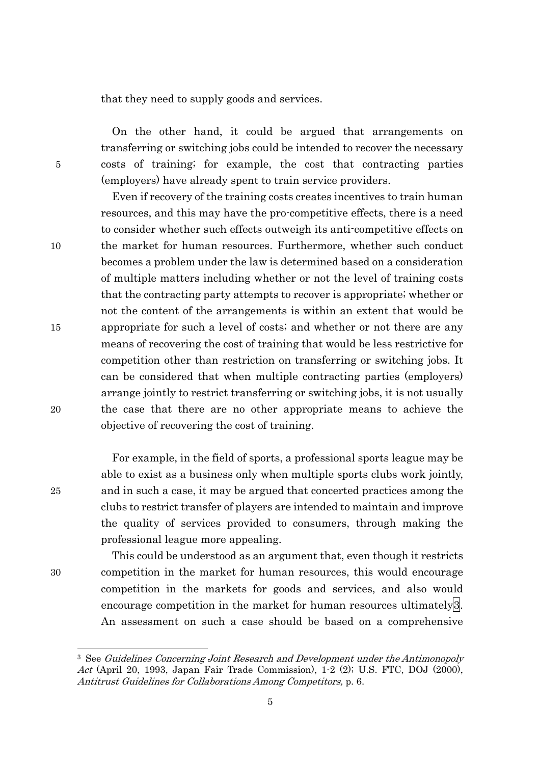that they need to supply goods and services.

On the other hand, it could be argued that arrangements on transferring or switching jobs could be intended to recover the necessary costs of training; for example, the cost that contracting parties (employers) have already spent to train service providers.

Even if recovery of the training costs creates incentives to train human resources, and this may have the pro-competitive effects, there is a need to consider whether such effects outweigh its anti-competitive effects on the market for human resources. Furthermore, whether such conduct becomes a problem under the law is determined based on a consideration of multiple matters including whether or not the level of training costs that the contracting party attempts to recover is appropriate; whether or not the content of the arrangements is within an extent that would be appropriate for such a level of costs; and whether or not there are any means of recovering the cost of training that would be less restrictive for competition other than restriction on transferring or switching jobs. It can be considered that when multiple contracting parties (employers) arrange jointly to restrict transferring or switching jobs, it is not usually the case that there are no other appropriate means to achieve the objective of recovering the cost of training.

For example, in the field of sports, a professional sports league may be able to exist as a business only when multiple sports clubs work jointly, and in such a case, it may be argued that concerted practices among the clubs to restrict transfer of players are intended to maintain and improve the quality of services provided to consumers, through making the professional league more appealing.

This could be understood as an argument that, even though it restricts competition in the market for human resources, this would encourage competition in the markets for goods and services, and also would encourage competition in the market for human resources ultimately[3]. An assessment on such a case should be based on a comprehensive

---

[3] See *Guidelines Concerning Joint Research and Development under the Antimonopoly Act* (April 20, 1993, Japan Fair Trade Commission), 1-2 (2); U.S. FTC, DOJ (2000), *Antitrust Guidelines for Collaborations Among Competitors,* p. 6.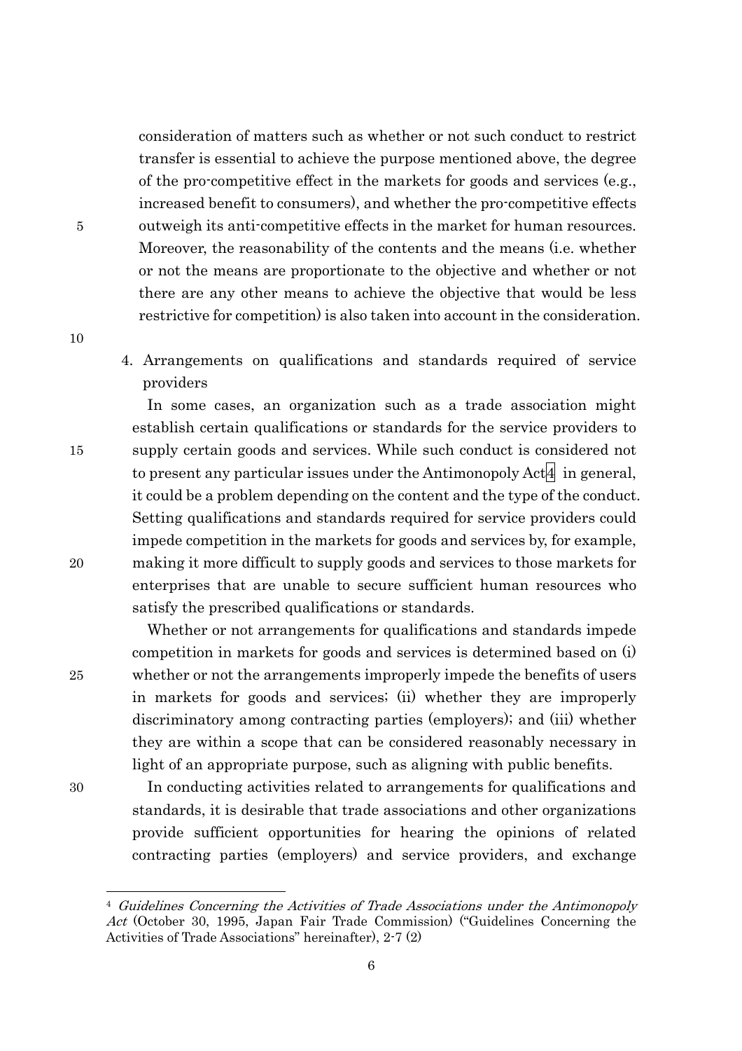consideration of matters such as whether or not such conduct to restrict transfer is essential to achieve the purpose mentioned above, the degree of the pro-competitive effect in the markets for goods and services (e.g., increased benefit to consumers), and whether the pro-competitive effects outweigh its anti-competitive effects in the market for human resources. Moreover, the reasonability of the contents and the means (i.e. whether or not the means are proportionate to the objective and whether or not there are any other means to achieve the objective that would be less restrictive for competition) is also taken into account in the consideration.

4. Arrangements on qualifications and standards required of service providers

In some cases, an organization such as a trade association might establish certain qualifications or standards for the service providers to supply certain goods and services. While such conduct is considered not to present any particular issues under the Antimonopoly Act[4] in general, it could be a problem depending on the content and the type of the conduct. Setting qualifications and standards required for service providers could impede competition in the markets for goods and services by, for example, making it more difficult to supply goods and services to those markets for enterprises that are unable to secure sufficient human resources who satisfy the prescribed qualifications or standards.

Whether or not arrangements for qualifications and standards impede competition in markets for goods and services is determined based on (i) whether or not the arrangements improperly impede the benefits of users in markets for goods and services; (ii) whether they are improperly discriminatory among contracting parties (employers); and (iii) whether they are within a scope that can be considered reasonably necessary in light of an appropriate purpose, such as aligning with public benefits.

In conducting activities related to arrangements for qualifications and standards, it is desirable that trade associations and other organizations provide sufficient opportunities for hearing the opinions of related contracting parties (employers) and service providers, and exchange

---

[4] *Guidelines Concerning the Activities of Trade Associations under the Antimonopoly Act* (October 30, 1995, Japan Fair Trade Commission) ("Guidelines Concerning the Activities of Trade Associations" hereinafter), 2-7 (2)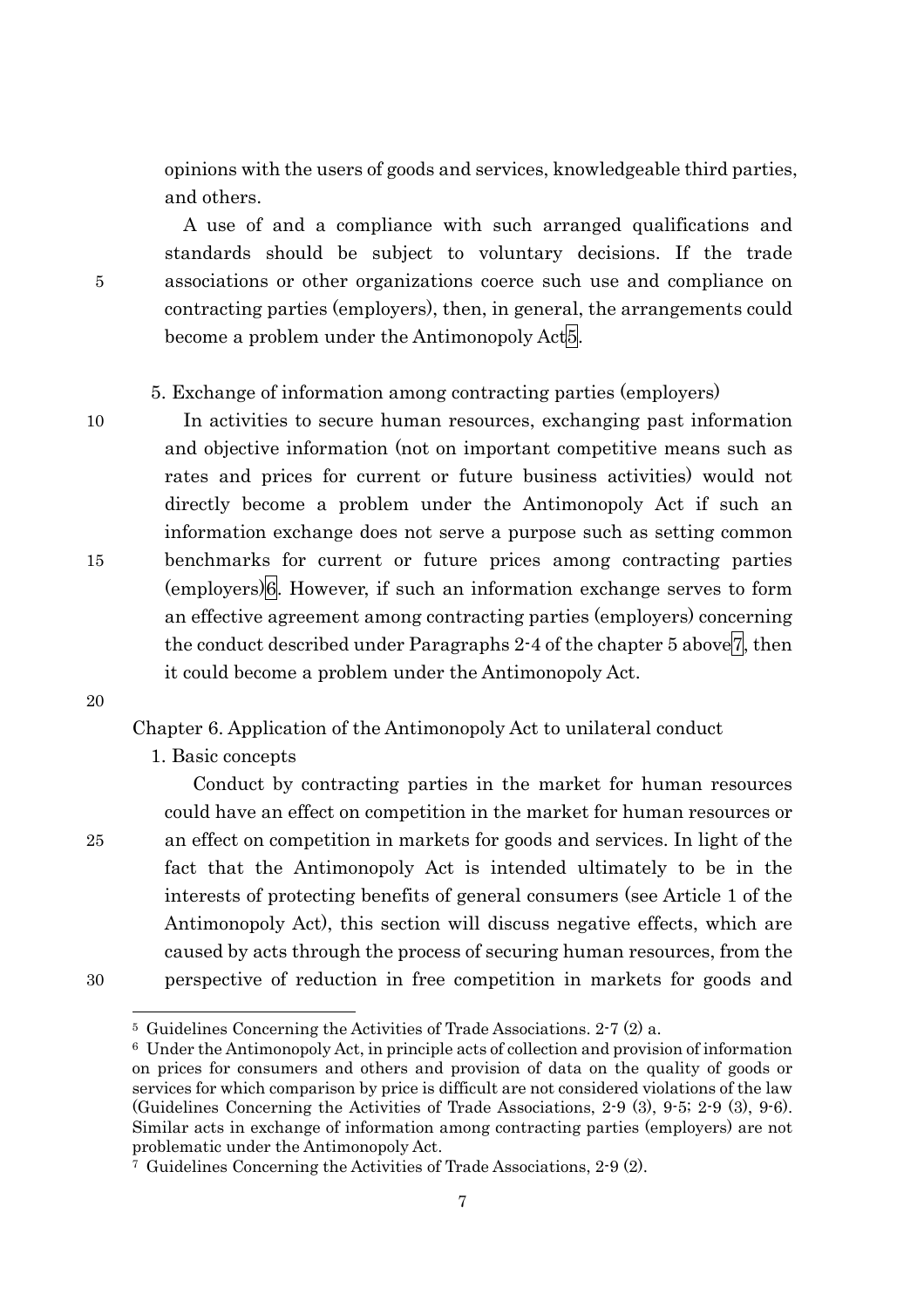opinions with the users of goods and services, knowledgeable third parties, and others.

A use of and a compliance with such arranged qualifications and standards should be subject to voluntary decisions. If the trade associations or other organizations coerce such use and compliance on contracting parties (employers), then, in general, the arrangements could become a problem under the Antimonopoly Act[5].

5. Exchange of information among contracting parties (employers)

In activities to secure human resources, exchanging past information and objective information (not on important competitive means such as rates and prices for current or future business activities) would not directly become a problem under the Antimonopoly Act if such an information exchange does not serve a purpose such as setting common benchmarks for current or future prices among contracting parties (employers)[6]. However, if such an information exchange serves to form an effective agreement among contracting parties (employers) concerning the conduct described under Paragraphs 2-4 of the chapter 5 above[7], then it could become a problem under the Antimonopoly Act.

## Chapter 6. Application of the Antimonopoly Act to unilateral conduct

1. Basic concepts

Conduct by contracting parties in the market for human resources could have an effect on competition in the market for human resources or an effect on competition in markets for goods and services. In light of the fact that the Antimonopoly Act is intended ultimately to be in the interests of protecting benefits of general consumers (see Article 1 of the Antimonopoly Act), this section will discuss negative effects, which are caused by acts through the process of securing human resources, from the perspective of reduction in free competition in markets for goods and

---

[5] Guidelines Concerning the Activities of Trade Associations. 2-7 (2) a.

[6] Under the Antimonopoly Act, in principle acts of collection and provision of information on prices for consumers and others and provision of data on the quality of goods or services for which comparison by price is difficult are not considered violations of the law (Guidelines Concerning the Activities of Trade Associations, 2-9 (3), 9-5; 2-9 (3), 9-6). Similar acts in exchange of information among contracting parties (employers) are not problematic under the Antimonopoly Act.

[7] Guidelines Concerning the Activities of Trade Associations, 2-9 (2).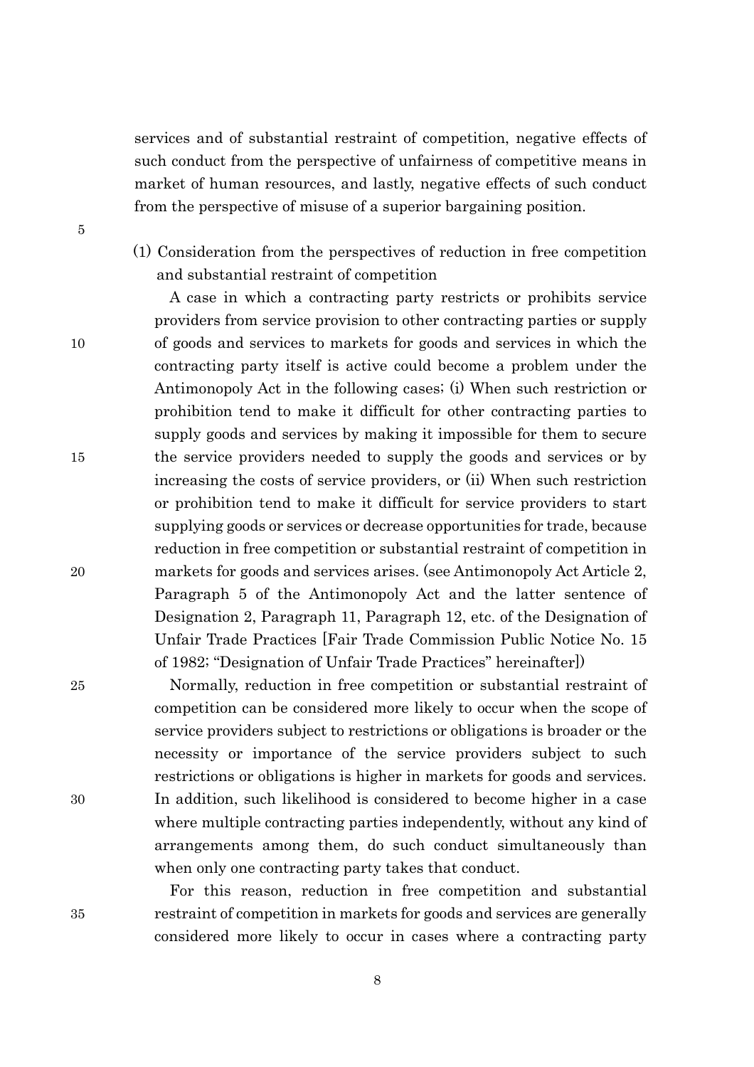services and of substantial restraint of competition, negative effects of such conduct from the perspective of unfairness of competitive means in market of human resources, and lastly, negative effects of such conduct from the perspective of misuse of a superior bargaining position.

### (1) Consideration from the perspectives of reduction in free competition and substantial restraint of competition

A case in which a contracting party restricts or prohibits service providers from service provision to other contracting parties or supply of goods and services to markets for goods and services in which the contracting party itself is active could become a problem under the Antimonopoly Act in the following cases; (i) When such restriction or prohibition tend to make it difficult for other contracting parties to supply goods and services by making it impossible for them to secure the service providers needed to supply the goods and services or by increasing the costs of service providers, or (ii) When such restriction or prohibition tend to make it difficult for service providers to start supplying goods or services or decrease opportunities for trade, because reduction in free competition or substantial restraint of competition in markets for goods and services arises. (see Antimonopoly Act Article 2, Paragraph 5 of the Antimonopoly Act and the latter sentence of Designation 2, Paragraph 11, Paragraph 12, etc. of the Designation of Unfair Trade Practices [Fair Trade Commission Public Notice No. 15 of 1982; "Designation of Unfair Trade Practices" hereinafter])

Normally, reduction in free competition or substantial restraint of competition can be considered more likely to occur when the scope of service providers subject to restrictions or obligations is broader or the necessity or importance of the service providers subject to such restrictions or obligations is higher in markets for goods and services. In addition, such likelihood is considered to become higher in a case where multiple contracting parties independently, without any kind of arrangements among them, do such conduct simultaneously than when only one contracting party takes that conduct.

For this reason, reduction in free competition and substantial restraint of competition in markets for goods and services are generally considered more likely to occur in cases where a contracting party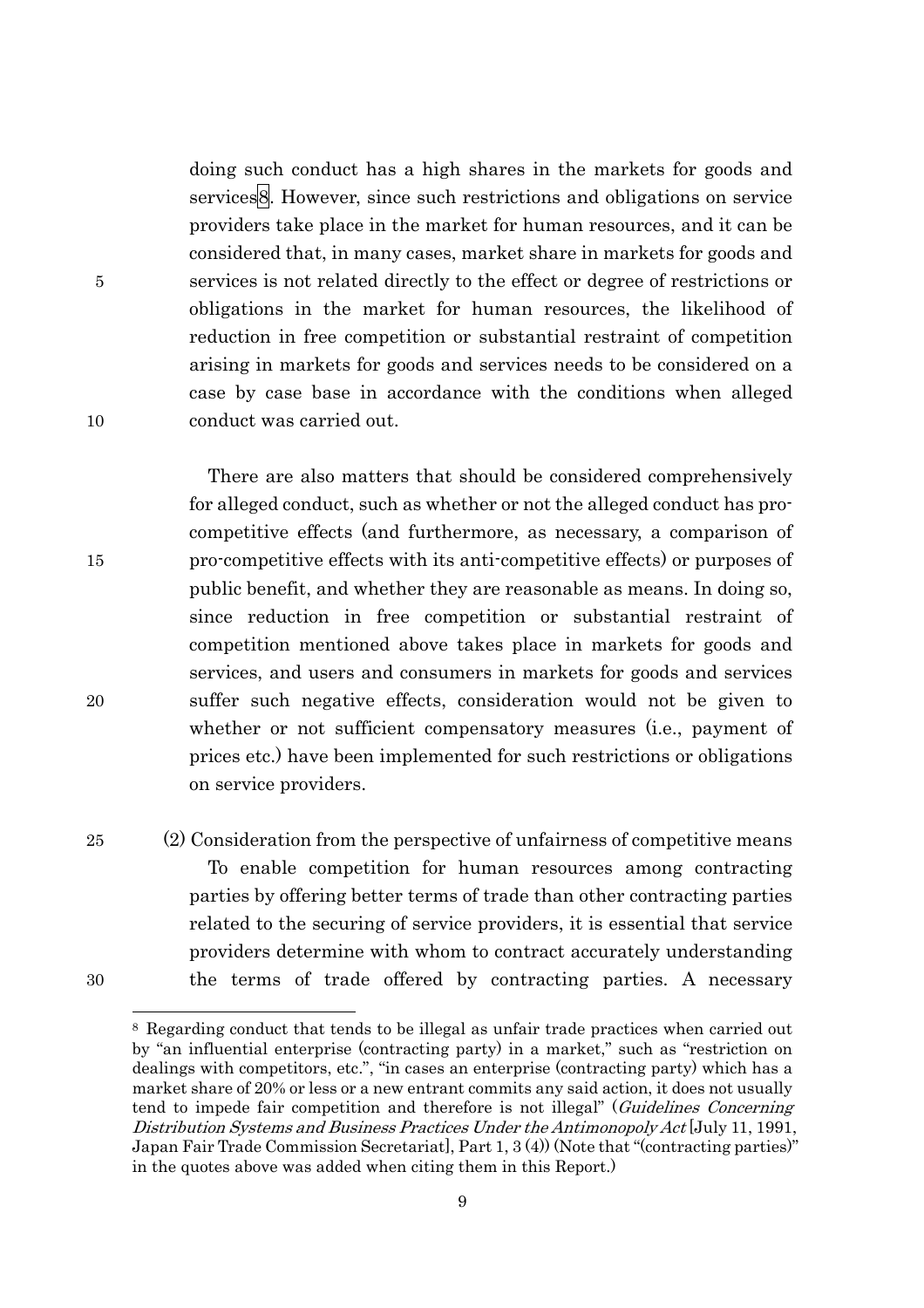doing such conduct has a high shares in the markets for goods and services[8]. However, since such restrictions and obligations on service providers take place in the market for human resources, and it can be considered that, in many cases, market share in markets for goods and services is not related directly to the effect or degree of restrictions or obligations in the market for human resources, the likelihood of reduction in free competition or substantial restraint of competition arising in markets for goods and services needs to be considered on a case by case base in accordance with the conditions when alleged conduct was carried out.

There are also matters that should be considered comprehensively for alleged conduct, such as whether or not the alleged conduct has pro-competitive effects (and furthermore, as necessary, a comparison of pro-competitive effects with its anti-competitive effects) or purposes of public benefit, and whether they are reasonable as means. In doing so, since reduction in free competition or substantial restraint of competition mentioned above takes place in markets for goods and services, and users and consumers in markets for goods and services suffer such negative effects, consideration would not be given to whether or not sufficient compensatory measures (i.e., payment of prices etc.) have been implemented for such restrictions or obligations on service providers.

(2) Consideration from the perspective of unfairness of competitive means

To enable competition for human resources among contracting parties by offering better terms of trade than other contracting parties related to the securing of service providers, it is essential that service providers determine with whom to contract accurately understanding the terms of trade offered by contracting parties. A necessary

---

[8] Regarding conduct that tends to be illegal as unfair trade practices when carried out by "an influential enterprise (contracting party) in a market," such as "restriction on dealings with competitors, etc.", "in cases an enterprise (contracting party) which has a market share of 20% or less or a new entrant commits any said action, it does not usually tend to impede fair competition and therefore is not illegal" (*Guidelines Concerning Distribution Systems and Business Practices Under the Antimonopoly Act* [July 11, 1991, Japan Fair Trade Commission Secretariat], Part 1, 3 (4)) (Note that "(contracting parties)" in the quotes above was added when citing them in this Report.)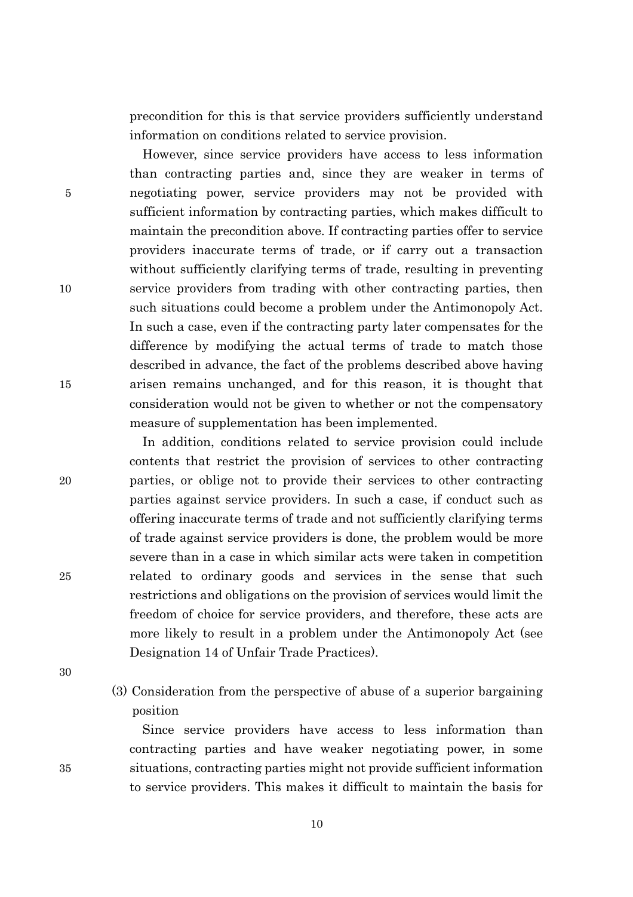precondition for this is that service providers sufficiently understand information on conditions related to service provision.

However, since service providers have access to less information than contracting parties and, since they are weaker in terms of negotiating power, service providers may not be provided with sufficient information by contracting parties, which makes difficult to maintain the precondition above. If contracting parties offer to service providers inaccurate terms of trade, or if carry out a transaction without sufficiently clarifying terms of trade, resulting in preventing service providers from trading with other contracting parties, then such situations could become a problem under the Antimonopoly Act. In such a case, even if the contracting party later compensates for the difference by modifying the actual terms of trade to match those described in advance, the fact of the problems described above having arisen remains unchanged, and for this reason, it is thought that consideration would not be given to whether or not the compensatory measure of supplementation has been implemented.

In addition, conditions related to service provision could include contents that restrict the provision of services to other contracting parties, or oblige not to provide their services to other contracting parties against service providers. In such a case, if conduct such as offering inaccurate terms of trade and not sufficiently clarifying terms of trade against service providers is done, the problem would be more severe than in a case in which similar acts were taken in competition related to ordinary goods and services in the sense that such restrictions and obligations on the provision of services would limit the freedom of choice for service providers, and therefore, these acts are more likely to result in a problem under the Antimonopoly Act (see Designation 14 of Unfair Trade Practices).

### (3) Consideration from the perspective of abuse of a superior bargaining position

Since service providers have access to less information than contracting parties and have weaker negotiating power, in some situations, contracting parties might not provide sufficient information to service providers. This makes it difficult to maintain the basis for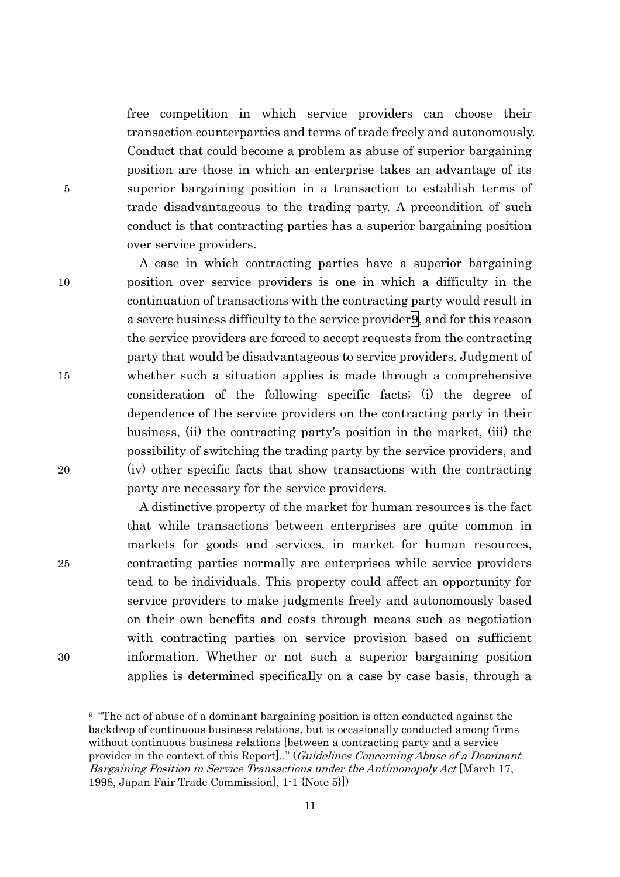free competition in which service providers can choose their transaction counterparties and terms of trade freely and autonomously. Conduct that could become a problem as abuse of superior bargaining position are those in which an enterprise takes an advantage of its superior bargaining position in a transaction to establish terms of trade disadvantageous to the trading party. A precondition of such conduct is that contracting parties has a superior bargaining position over service providers.

A case in which contracting parties have a superior bargaining position over service providers is one in which a difficulty in the continuation of transactions with the contracting party would result in a severe business difficulty to the service provider[9], and for this reason the service providers are forced to accept requests from the contracting party that would be disadvantageous to service providers. Judgment of whether such a situation applies is made through a comprehensive consideration of the following specific facts; (i) the degree of dependence of the service providers on the contracting party in their business, (ii) the contracting party's position in the market, (iii) the possibility of switching the trading party by the service providers, and (iv) other specific facts that show transactions with the contracting party are necessary for the service providers.

A distinctive property of the market for human resources is the fact that while transactions between enterprises are quite common in markets for goods and services, in market for human resources, contracting parties normally are enterprises while service providers tend to be individuals. This property could affect an opportunity for service providers to make judgments freely and autonomously based on their own benefits and costs through means such as negotiation with contracting parties on service provision based on sufficient information. Whether or not such a superior bargaining position applies is determined specifically on a case by case basis, through a

---

[9] "The act of abuse of a dominant bargaining position is often conducted against the backdrop of continuous business relations, but is occasionally conducted among firms without continuous business relations [between a contracting party and a service provider in the context of this Report].." (*Guidelines Concerning Abuse of a Dominant Bargaining Position in Service Transactions under the Antimonopoly Act* [March 17, 1998, Japan Fair Trade Commission], 1-1 {Note 5}])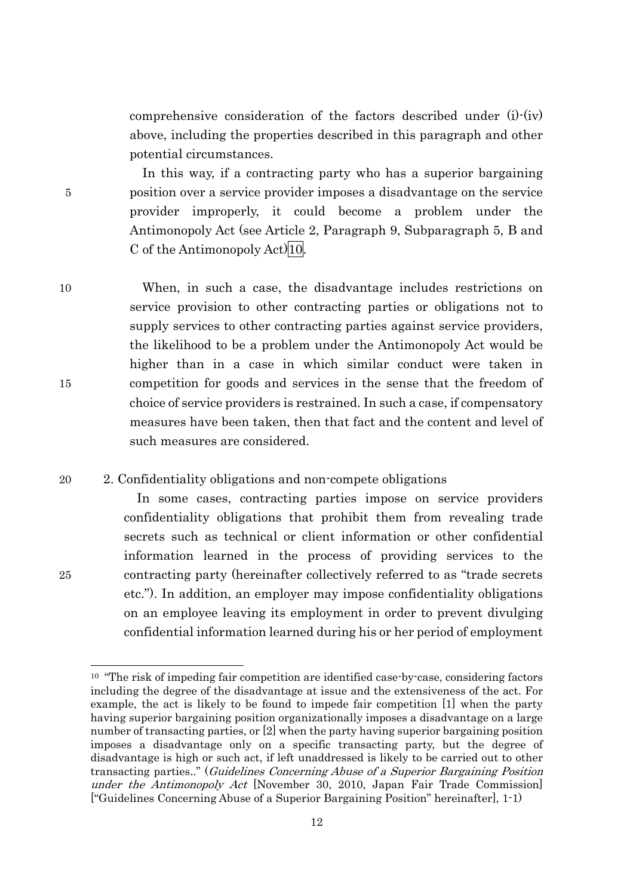comprehensive consideration of the factors described under (i)-(iv) above, including the properties described in this paragraph and other potential circumstances.

In this way, if a contracting party who has a superior bargaining position over a service provider imposes a disadvantage on the service provider improperly, it could become a problem under the Antimonopoly Act (see Article 2, Paragraph 9, Subparagraph 5, B and C of the Antimonopoly Act)[10].

When, in such a case, the disadvantage includes restrictions on service provision to other contracting parties or obligations not to supply services to other contracting parties against service providers, the likelihood to be a problem under the Antimonopoly Act would be higher than in a case in which similar conduct were taken in competition for goods and services in the sense that the freedom of choice of service providers is restrained. In such a case, if compensatory measures have been taken, then that fact and the content and level of such measures are considered.

## 2. Confidentiality obligations and non-compete obligations

In some cases, contracting parties impose on service providers confidentiality obligations that prohibit them from revealing trade secrets such as technical or client information or other confidential information learned in the process of providing services to the contracting party (hereinafter collectively referred to as "trade secrets etc."). In addition, an employer may impose confidentiality obligations on an employee leaving its employment in order to prevent divulging confidential information learned during his or her period of employment

---

[10] "The risk of impeding fair competition are identified case-by-case, considering factors including the degree of the disadvantage at issue and the extensiveness of the act. For example, the act is likely to be found to impede fair competition [1] when the party having superior bargaining position organizationally imposes a disadvantage on a large number of transacting parties, or [2] when the party having superior bargaining position imposes a disadvantage only on a specific transacting party, but the degree of disadvantage is high or such act, if left unaddressed is likely to be carried out to other transacting parties.." (*Guidelines Concerning Abuse of a Superior Bargaining Position under the Antimonopoly Act* [November 30, 2010, Japan Fair Trade Commission] ["Guidelines Concerning Abuse of a Superior Bargaining Position" hereinafter], 1-1)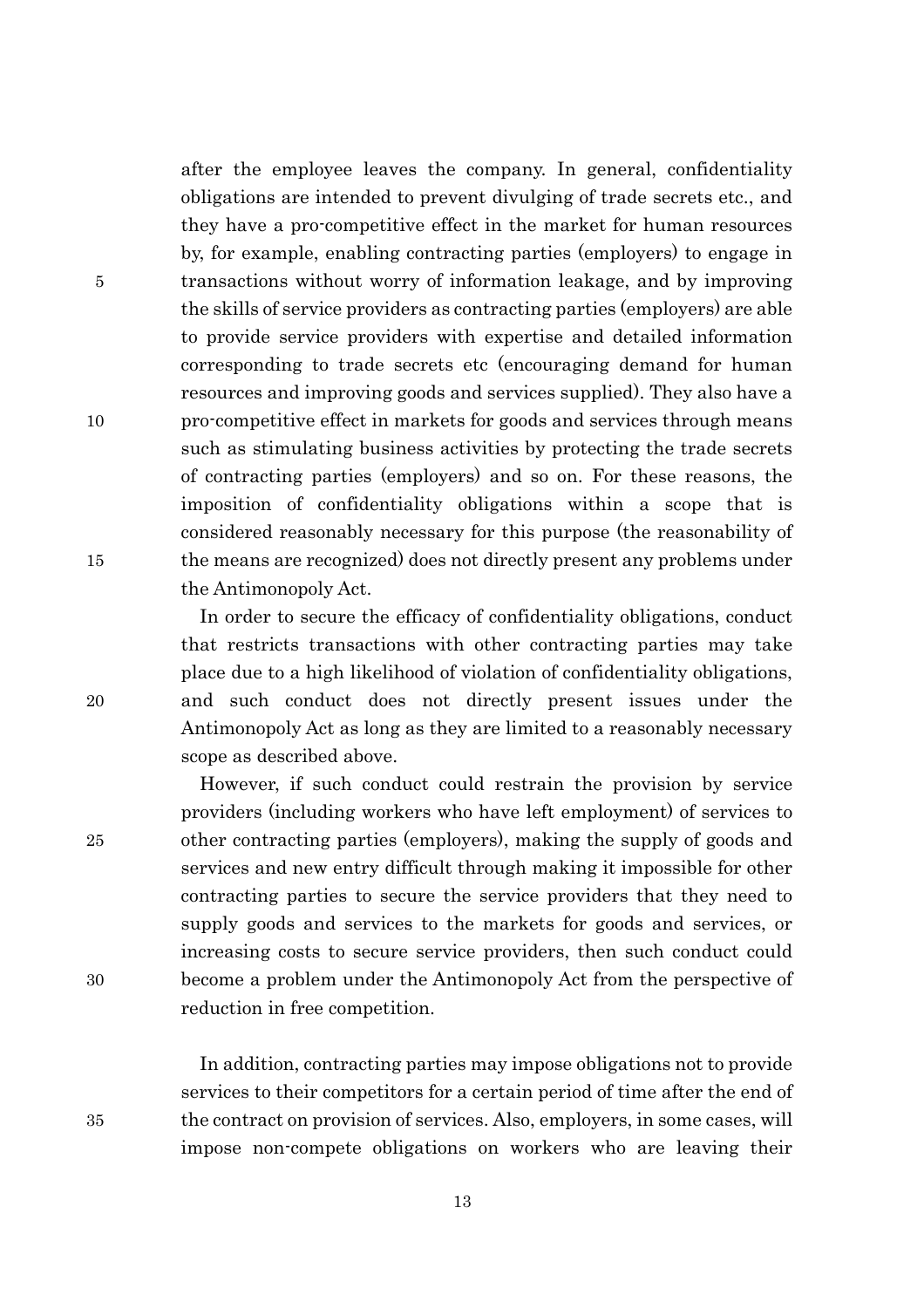after the employee leaves the company. In general, confidentiality obligations are intended to prevent divulging of trade secrets etc., and they have a pro-competitive effect in the market for human resources by, for example, enabling contracting parties (employers) to engage in transactions without worry of information leakage, and by improving the skills of service providers as contracting parties (employers) are able to provide service providers with expertise and detailed information corresponding to trade secrets etc (encouraging demand for human resources and improving goods and services supplied). They also have a pro-competitive effect in markets for goods and services through means such as stimulating business activities by protecting the trade secrets of contracting parties (employers) and so on. For these reasons, the imposition of confidentiality obligations within a scope that is considered reasonably necessary for this purpose (the reasonability of the means are recognized) does not directly present any problems under the Antimonopoly Act.

In order to secure the efficacy of confidentiality obligations, conduct that restricts transactions with other contracting parties may take place due to a high likelihood of violation of confidentiality obligations, and such conduct does not directly present issues under the Antimonopoly Act as long as they are limited to a reasonably necessary scope as described above.

However, if such conduct could restrain the provision by service providers (including workers who have left employment) of services to other contracting parties (employers), making the supply of goods and services and new entry difficult through making it impossible for other contracting parties to secure the service providers that they need to supply goods and services to the markets for goods and services, or increasing costs to secure service providers, then such conduct could become a problem under the Antimonopoly Act from the perspective of reduction in free competition.

In addition, contracting parties may impose obligations not to provide services to their competitors for a certain period of time after the end of the contract on provision of services. Also, employers, in some cases, will impose non-compete obligations on workers who are leaving their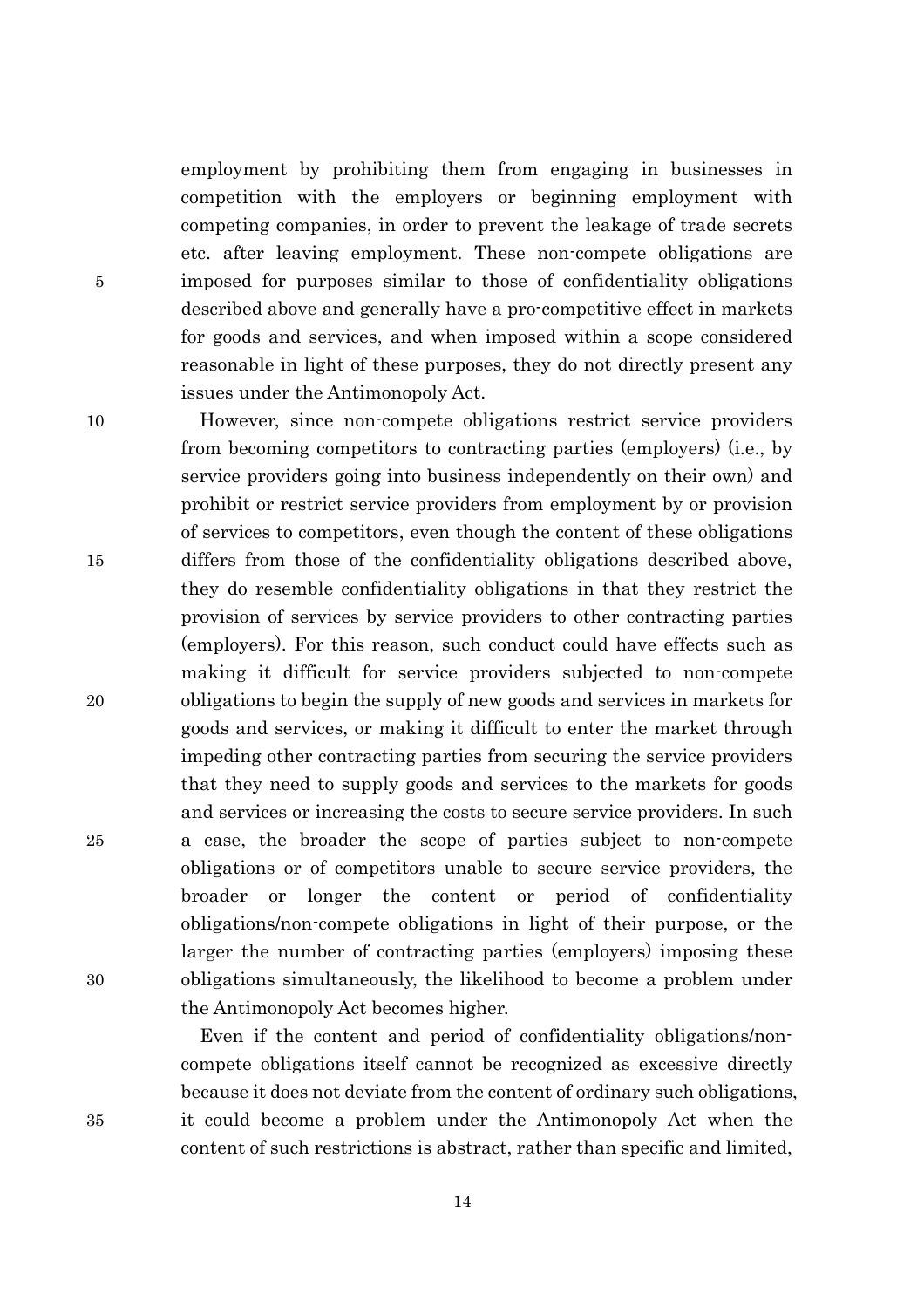employment by prohibiting them from engaging in businesses in competition with the employers or beginning employment with competing companies, in order to prevent the leakage of trade secrets etc. after leaving employment. These non-compete obligations are imposed for purposes similar to those of confidentiality obligations described above and generally have a pro-competitive effect in markets for goods and services, and when imposed within a scope considered reasonable in light of these purposes, they do not directly present any issues under the Antimonopoly Act.

However, since non-compete obligations restrict service providers from becoming competitors to contracting parties (employers) (i.e., by service providers going into business independently on their own) and prohibit or restrict service providers from employment by or provision of services to competitors, even though the content of these obligations differs from those of the confidentiality obligations described above, they do resemble confidentiality obligations in that they restrict the provision of services by service providers to other contracting parties (employers). For this reason, such conduct could have effects such as making it difficult for service providers subjected to non-compete obligations to begin the supply of new goods and services in markets for goods and services, or making it difficult to enter the market through impeding other contracting parties from securing the service providers that they need to supply goods and services to the markets for goods and services or increasing the costs to secure service providers. In such a case, the broader the scope of parties subject to non-compete obligations or of competitors unable to secure service providers, the broader or longer the content or period of confidentiality obligations/non-compete obligations in light of their purpose, or the larger the number of contracting parties (employers) imposing these obligations simultaneously, the likelihood to become a problem under the Antimonopoly Act becomes higher.

Even if the content and period of confidentiality obligations/non-compete obligations itself cannot be recognized as excessive directly because it does not deviate from the content of ordinary such obligations, it could become a problem under the Antimonopoly Act when the content of such restrictions is abstract, rather than specific and limited,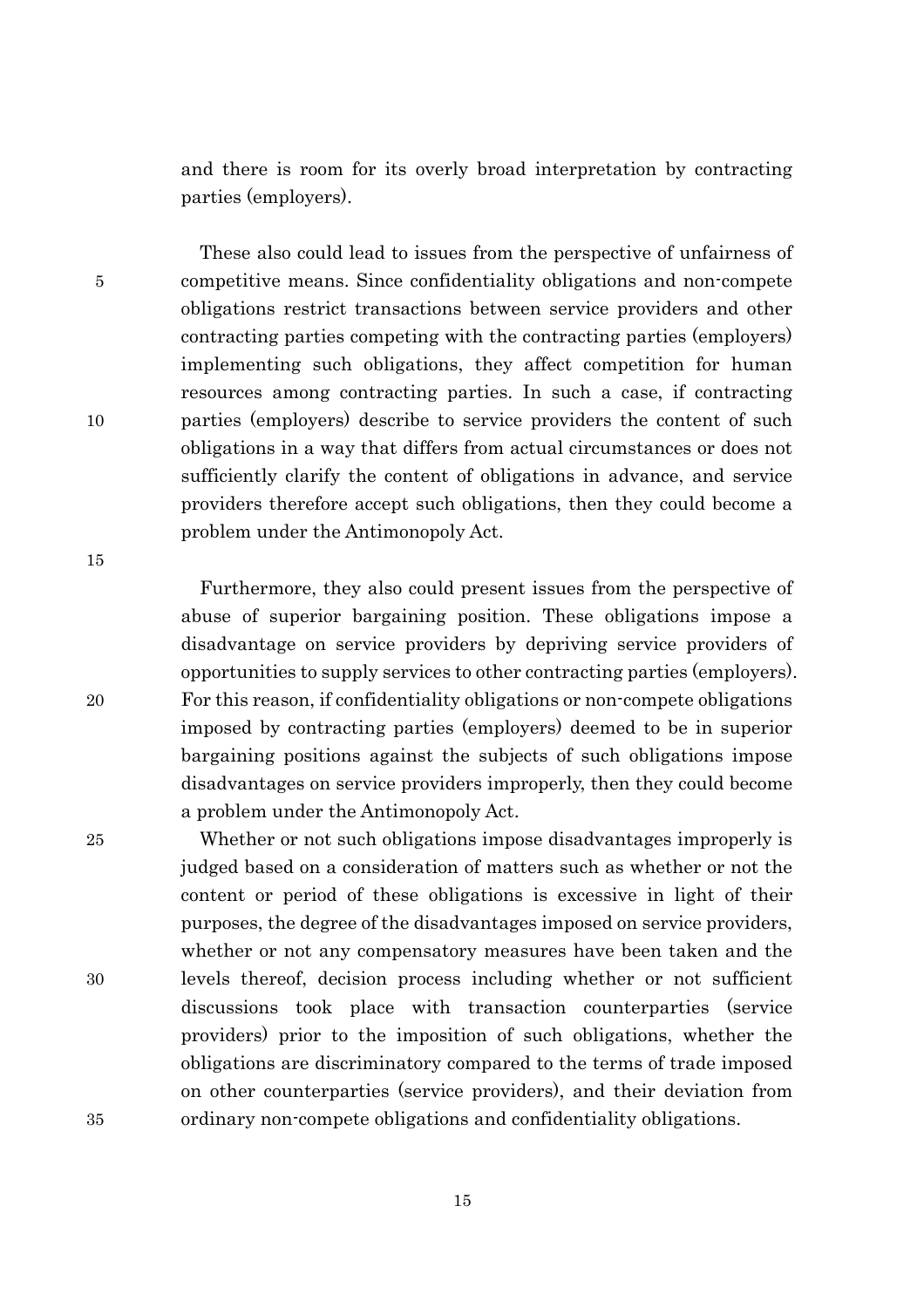and there is room for its overly broad interpretation by contracting parties (employers).

These also could lead to issues from the perspective of unfairness of competitive means. Since confidentiality obligations and non-compete obligations restrict transactions between service providers and other contracting parties competing with the contracting parties (employers) implementing such obligations, they affect competition for human resources among contracting parties. In such a case, if contracting parties (employers) describe to service providers the content of such obligations in a way that differs from actual circumstances or does not sufficiently clarify the content of obligations in advance, and service providers therefore accept such obligations, then they could become a problem under the Antimonopoly Act.

Furthermore, they also could present issues from the perspective of abuse of superior bargaining position. These obligations impose a disadvantage on service providers by depriving service providers of opportunities to supply services to other contracting parties (employers). For this reason, if confidentiality obligations or non-compete obligations imposed by contracting parties (employers) deemed to be in superior bargaining positions against the subjects of such obligations impose disadvantages on service providers improperly, then they could become a problem under the Antimonopoly Act.

Whether or not such obligations impose disadvantages improperly is judged based on a consideration of matters such as whether or not the content or period of these obligations is excessive in light of their purposes, the degree of the disadvantages imposed on service providers, whether or not any compensatory measures have been taken and the levels thereof, decision process including whether or not sufficient discussions took place with transaction counterparties (service providers) prior to the imposition of such obligations, whether the obligations are discriminatory compared to the terms of trade imposed on other counterparties (service providers), and their deviation from ordinary non-compete obligations and confidentiality obligations.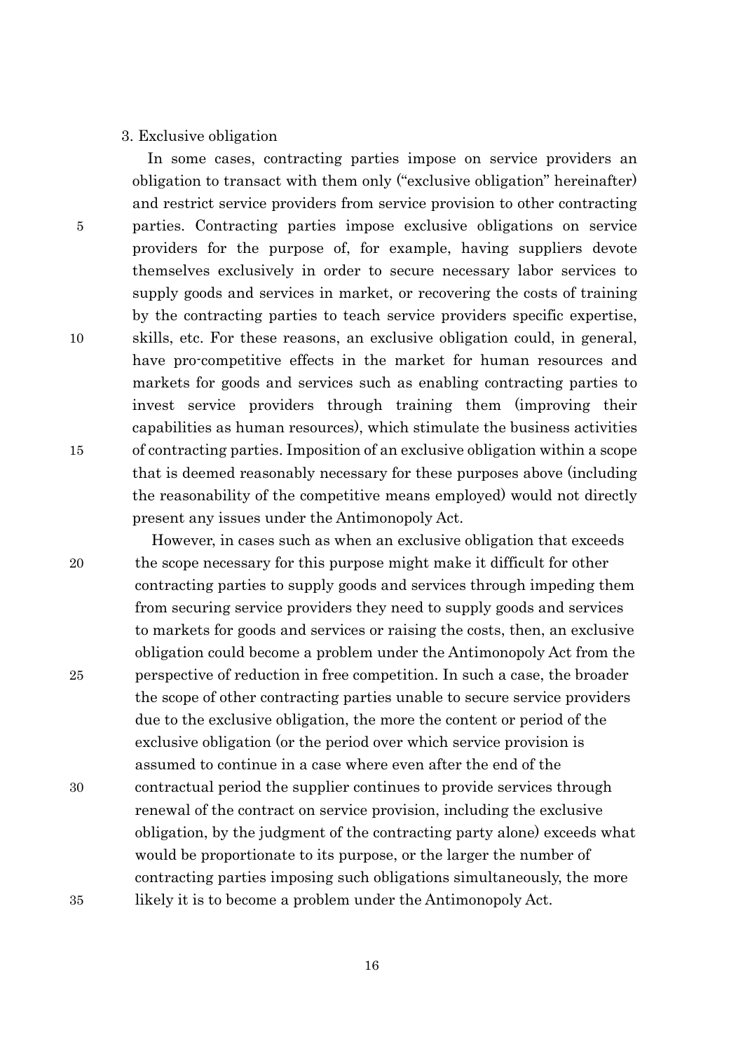### 3. Exclusive obligation

In some cases, contracting parties impose on service providers an obligation to transact with them only ("exclusive obligation" hereinafter) and restrict service providers from service provision to other contracting parties. Contracting parties impose exclusive obligations on service providers for the purpose of, for example, having suppliers devote themselves exclusively in order to secure necessary labor services to supply goods and services in market, or recovering the costs of training by the contracting parties to teach service providers specific expertise, skills, etc. For these reasons, an exclusive obligation could, in general, have pro-competitive effects in the market for human resources and markets for goods and services such as enabling contracting parties to invest service providers through training them (improving their capabilities as human resources), which stimulate the business activities of contracting parties. Imposition of an exclusive obligation within a scope that is deemed reasonably necessary for these purposes above (including the reasonability of the competitive means employed) would not directly present any issues under the Antimonopoly Act.

However, in cases such as when an exclusive obligation that exceeds the scope necessary for this purpose might make it difficult for other contracting parties to supply goods and services through impeding them from securing service providers they need to supply goods and services to markets for goods and services or raising the costs, then, an exclusive obligation could become a problem under the Antimonopoly Act from the perspective of reduction in free competition. In such a case, the broader the scope of other contracting parties unable to secure service providers due to the exclusive obligation, the more the content or period of the exclusive obligation (or the period over which service provision is assumed to continue in a case where even after the end of the contractual period the supplier continues to provide services through renewal of the contract on service provision, including the exclusive obligation, by the judgment of the contracting party alone) exceeds what would be proportionate to its purpose, or the larger the number of contracting parties imposing such obligations simultaneously, the more likely it is to become a problem under the Antimonopoly Act.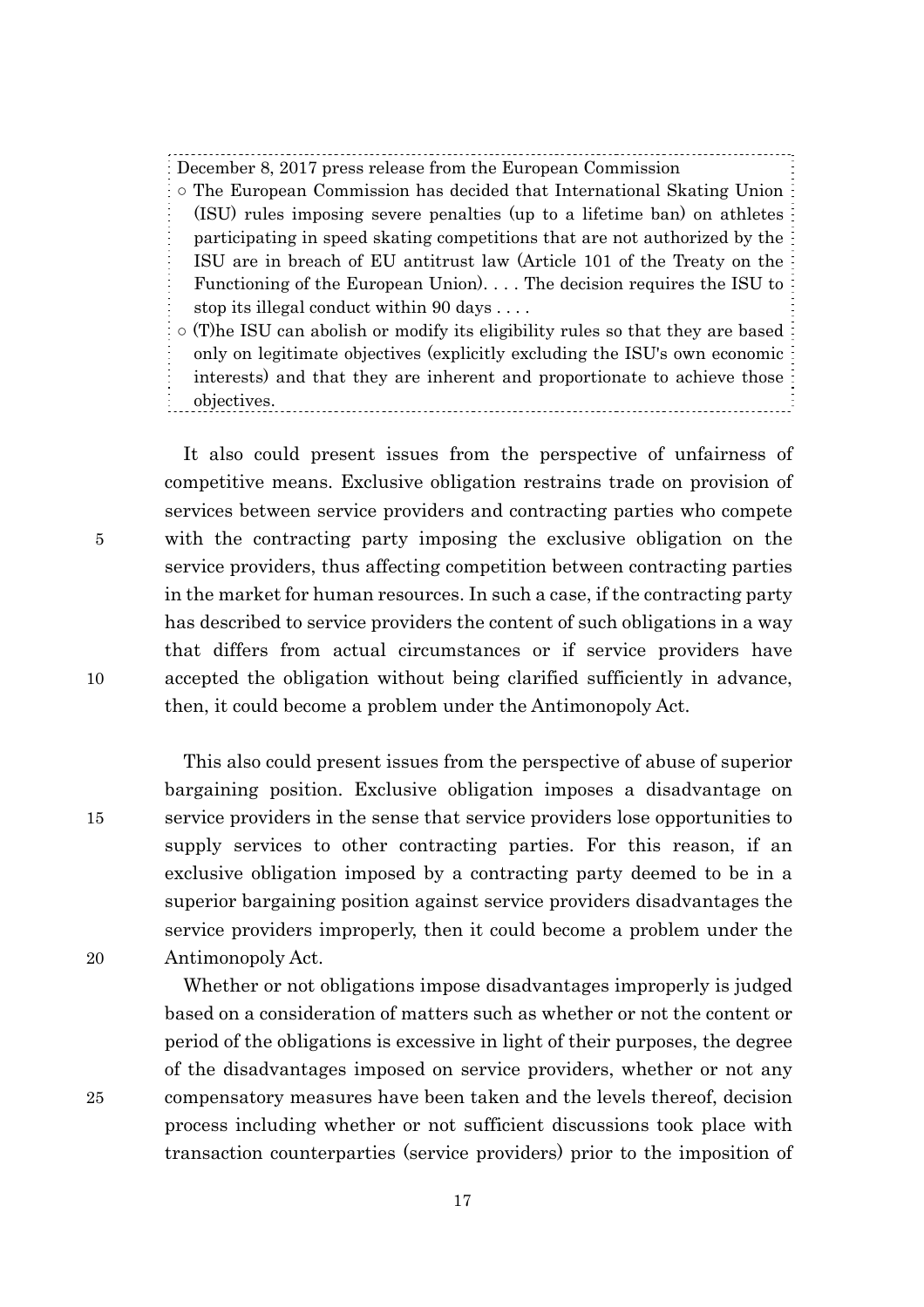> December 8, 2017 press release from the European Commission
>
> ○ The European Commission has decided that International Skating Union (ISU) rules imposing severe penalties (up to a lifetime ban) on athletes participating in speed skating competitions that are not authorized by the ISU are in breach of EU antitrust law (Article 101 of the Treaty on the Functioning of the European Union). . . . The decision requires the ISU to stop its illegal conduct within 90 days . . . .
>
> ○ (T)he ISU can abolish or modify its eligibility rules so that they are based only on legitimate objectives (explicitly excluding the ISU's own economic interests) and that they are inherent and proportionate to achieve those objectives.

It also could present issues from the perspective of unfairness of competitive means. Exclusive obligation restrains trade on provision of services between service providers and contracting parties who compete with the contracting party imposing the exclusive obligation on the service providers, thus affecting competition between contracting parties in the market for human resources. In such a case, if the contracting party has described to service providers the content of such obligations in a way that differs from actual circumstances or if service providers have accepted the obligation without being clarified sufficiently in advance, then, it could become a problem under the Antimonopoly Act.

This also could present issues from the perspective of abuse of superior bargaining position. Exclusive obligation imposes a disadvantage on service providers in the sense that service providers lose opportunities to supply services to other contracting parties. For this reason, if an exclusive obligation imposed by a contracting party deemed to be in a superior bargaining position against service providers disadvantages the service providers improperly, then it could become a problem under the Antimonopoly Act.

Whether or not obligations impose disadvantages improperly is judged based on a consideration of matters such as whether or not the content or period of the obligations is excessive in light of their purposes, the degree of the disadvantages imposed on service providers, whether or not any compensatory measures have been taken and the levels thereof, decision process including whether or not sufficient discussions took place with transaction counterparties (service providers) prior to the imposition of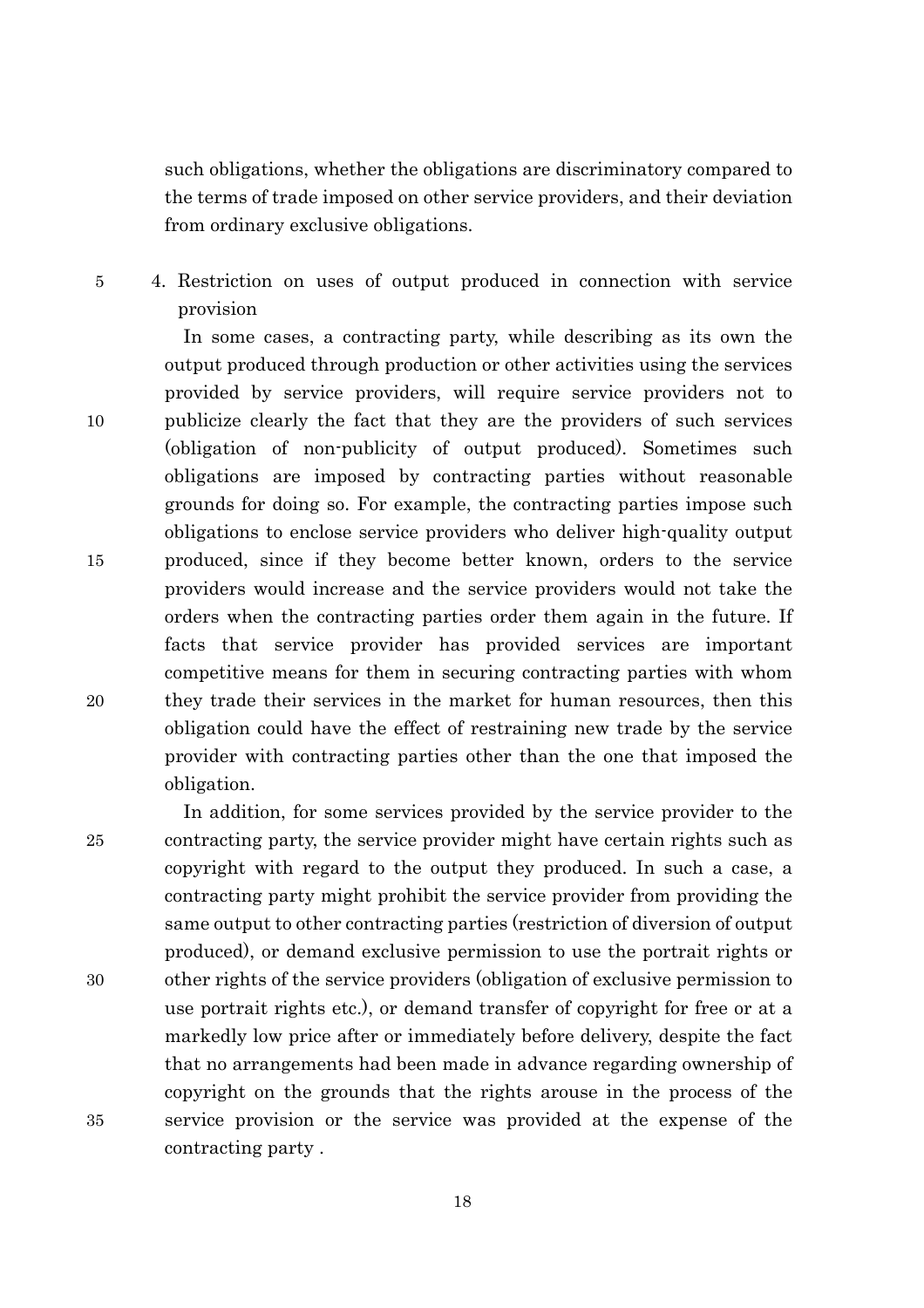such obligations, whether the obligations are discriminatory compared to the terms of trade imposed on other service providers, and their deviation from ordinary exclusive obligations.

### 4. Restriction on uses of output produced in connection with service provision

In some cases, a contracting party, while describing as its own the output produced through production or other activities using the services provided by service providers, will require service providers not to publicize clearly the fact that they are the providers of such services (obligation of non-publicity of output produced). Sometimes such obligations are imposed by contracting parties without reasonable grounds for doing so. For example, the contracting parties impose such obligations to enclose service providers who deliver high-quality output produced, since if they become better known, orders to the service providers would increase and the service providers would not take the orders when the contracting parties order them again in the future. If facts that service provider has provided services are important competitive means for them in securing contracting parties with whom they trade their services in the market for human resources, then this obligation could have the effect of restraining new trade by the service provider with contracting parties other than the one that imposed the obligation.

In addition, for some services provided by the service provider to the contracting party, the service provider might have certain rights such as copyright with regard to the output they produced. In such a case, a contracting party might prohibit the service provider from providing the same output to other contracting parties (restriction of diversion of output produced), or demand exclusive permission to use the portrait rights or other rights of the service providers (obligation of exclusive permission to use portrait rights etc.), or demand transfer of copyright for free or at a markedly low price after or immediately before delivery, despite the fact that no arrangements had been made in advance regarding ownership of copyright on the grounds that the rights arouse in the process of the service provision or the service was provided at the expense of the contracting party .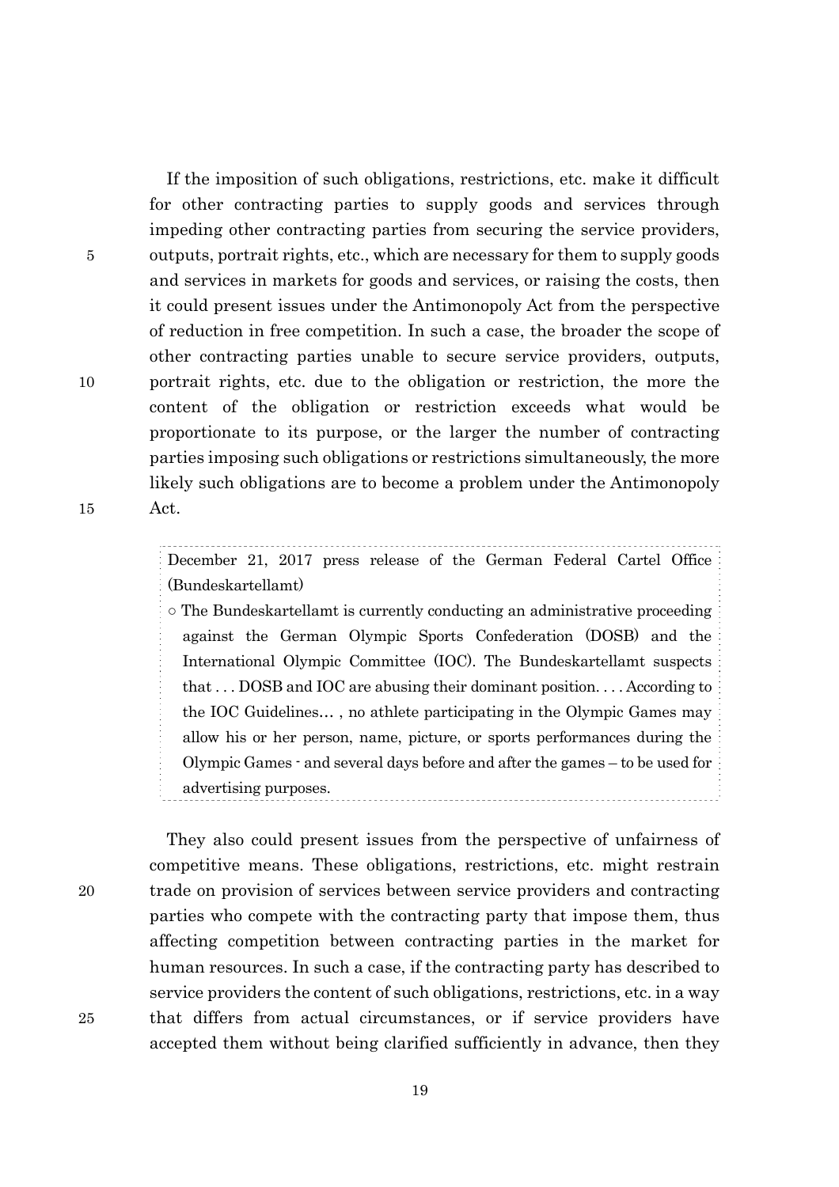If the imposition of such obligations, restrictions, etc. make it difficult for other contracting parties to supply goods and services through impeding other contracting parties from securing the service providers, outputs, portrait rights, etc., which are necessary for them to supply goods and services in markets for goods and services, or raising the costs, then it could present issues under the Antimonopoly Act from the perspective of reduction in free competition. In such a case, the broader the scope of other contracting parties unable to secure service providers, outputs, portrait rights, etc. due to the obligation or restriction, the more the content of the obligation or restriction exceeds what would be proportionate to its purpose, or the larger the number of contracting parties imposing such obligations or restrictions simultaneously, the more likely such obligations are to become a problem under the Antimonopoly Act.

> December 21, 2017 press release of the German Federal Cartel Office (Bundeskartellamt)
>
> ○ The Bundeskartellamt is currently conducting an administrative proceeding against the German Olympic Sports Confederation (DOSB) and the International Olympic Committee (IOC). The Bundeskartellamt suspects that . . . DOSB and IOC are abusing their dominant position. . . . According to the IOC Guidelines… , no athlete participating in the Olympic Games may allow his or her person, name, picture, or sports performances during the Olympic Games - and several days before and after the games – to be used for advertising purposes.

They also could present issues from the perspective of unfairness of competitive means. These obligations, restrictions, etc. might restrain trade on provision of services between service providers and contracting parties who compete with the contracting party that impose them, thus affecting competition between contracting parties in the market for human resources. In such a case, if the contracting party has described to service providers the content of such obligations, restrictions, etc. in a way that differs from actual circumstances, or if service providers have accepted them without being clarified sufficiently in advance, then they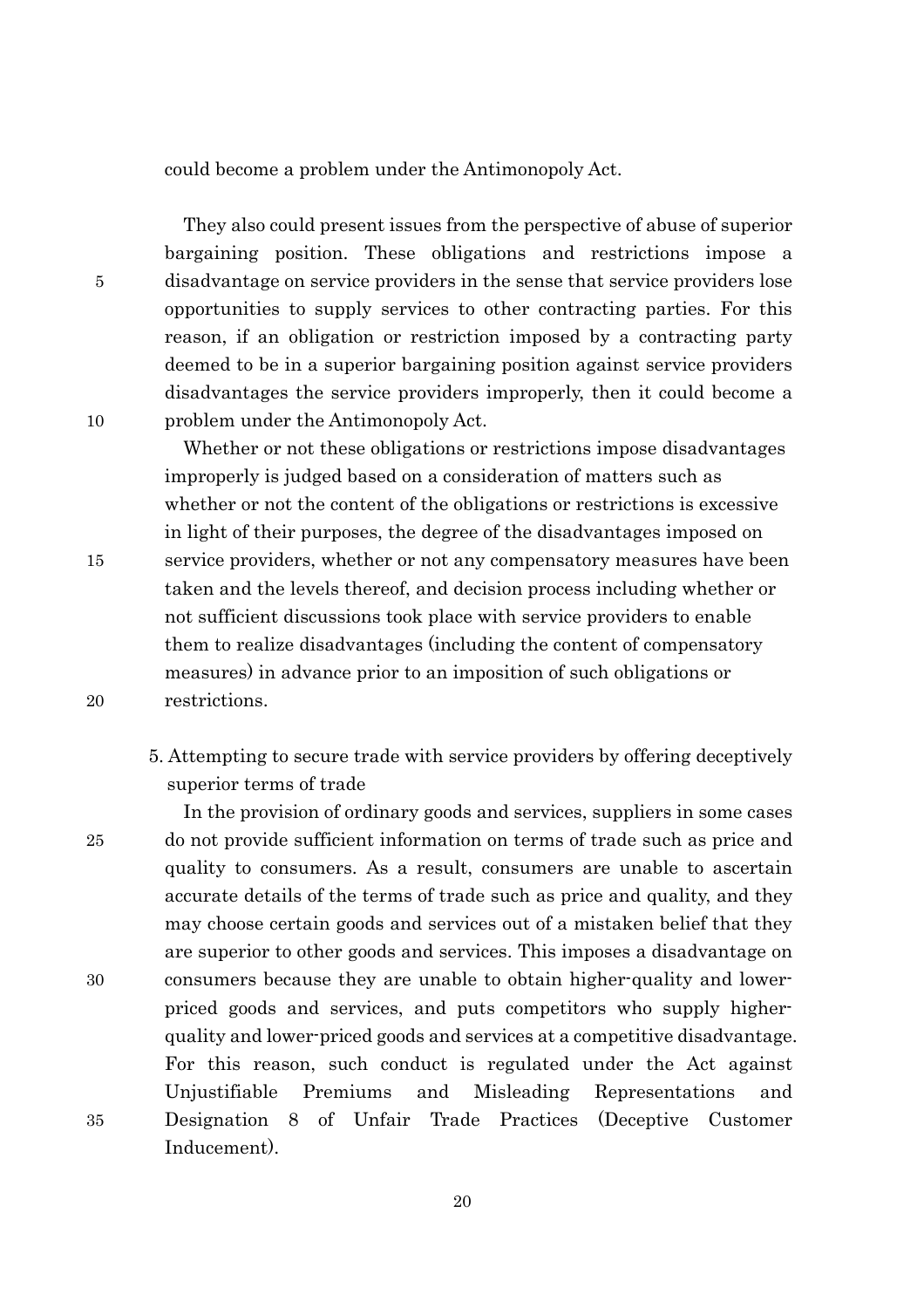could become a problem under the Antimonopoly Act.

They also could present issues from the perspective of abuse of superior bargaining position. These obligations and restrictions impose a disadvantage on service providers in the sense that service providers lose opportunities to supply services to other contracting parties. For this reason, if an obligation or restriction imposed by a contracting party deemed to be in a superior bargaining position against service providers disadvantages the service providers improperly, then it could become a problem under the Antimonopoly Act.

Whether or not these obligations or restrictions impose disadvantages improperly is judged based on a consideration of matters such as whether or not the content of the obligations or restrictions is excessive in light of their purposes, the degree of the disadvantages imposed on service providers, whether or not any compensatory measures have been taken and the levels thereof, and decision process including whether or not sufficient discussions took place with service providers to enable them to realize disadvantages (including the content of compensatory measures) in advance prior to an imposition of such obligations or restrictions.

5. Attempting to secure trade with service providers by offering deceptively superior terms of trade

In the provision of ordinary goods and services, suppliers in some cases do not provide sufficient information on terms of trade such as price and quality to consumers. As a result, consumers are unable to ascertain accurate details of the terms of trade such as price and quality, and they may choose certain goods and services out of a mistaken belief that they are superior to other goods and services. This imposes a disadvantage on consumers because they are unable to obtain higher-quality and lower-priced goods and services, and puts competitors who supply higher-quality and lower-priced goods and services at a competitive disadvantage. For this reason, such conduct is regulated under the Act against Unjustifiable Premiums and Misleading Representations and Designation 8 of Unfair Trade Practices (Deceptive Customer Inducement).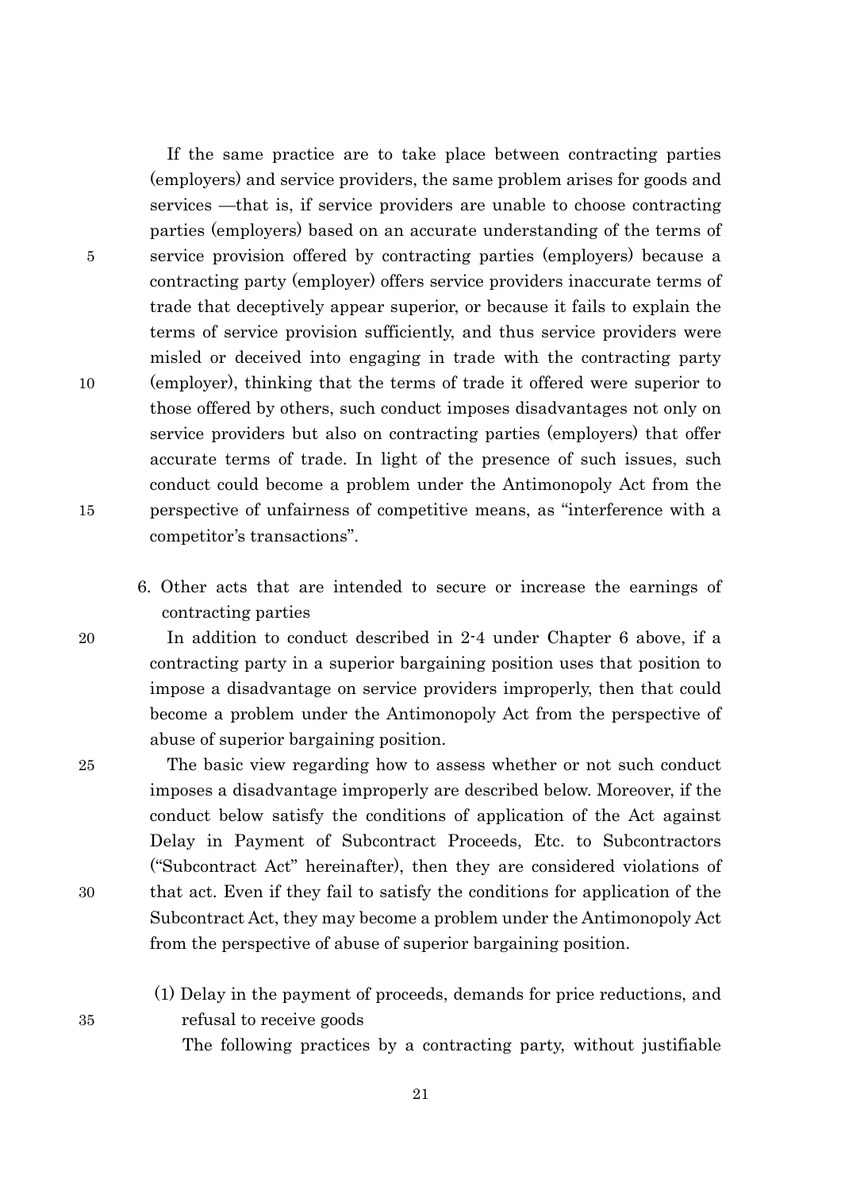If the same practice are to take place between contracting parties (employers) and service providers, the same problem arises for goods and services —that is, if service providers are unable to choose contracting parties (employers) based on an accurate understanding of the terms of service provision offered by contracting parties (employers) because a contracting party (employer) offers service providers inaccurate terms of trade that deceptively appear superior, or because it fails to explain the terms of service provision sufficiently, and thus service providers were misled or deceived into engaging in trade with the contracting party (employer), thinking that the terms of trade it offered were superior to those offered by others, such conduct imposes disadvantages not only on service providers but also on contracting parties (employers) that offer accurate terms of trade. In light of the presence of such issues, such conduct could become a problem under the Antimonopoly Act from the perspective of unfairness of competitive means, as "interference with a competitor's transactions".

## 6. Other acts that are intended to secure or increase the earnings of contracting parties

In addition to conduct described in 2-4 under Chapter 6 above, if a contracting party in a superior bargaining position uses that position to impose a disadvantage on service providers improperly, then that could become a problem under the Antimonopoly Act from the perspective of abuse of superior bargaining position.

The basic view regarding how to assess whether or not such conduct imposes a disadvantage improperly are described below. Moreover, if the conduct below satisfy the conditions of application of the Act against Delay in Payment of Subcontract Proceeds, Etc. to Subcontractors ("Subcontract Act" hereinafter), then they are considered violations of that act. Even if they fail to satisfy the conditions for application of the Subcontract Act, they may become a problem under the Antimonopoly Act from the perspective of abuse of superior bargaining position.

### (1) Delay in the payment of proceeds, demands for price reductions, and refusal to receive goods

The following practices by a contracting party, without justifiable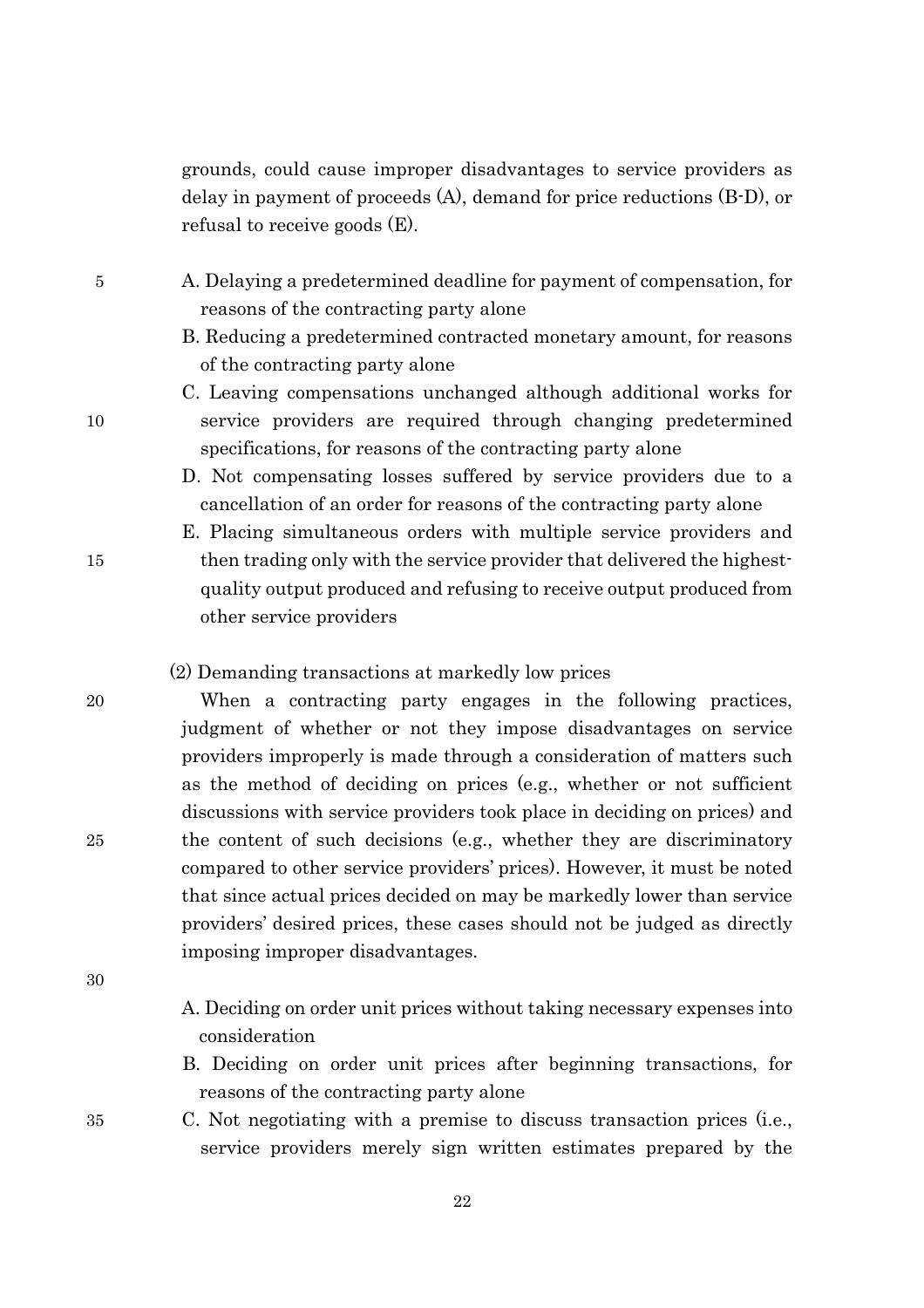grounds, could cause improper disadvantages to service providers as delay in payment of proceeds (A), demand for price reductions (B-D), or refusal to receive goods (E).

A. Delaying a predetermined deadline for payment of compensation, for reasons of the contracting party alone

B. Reducing a predetermined contracted monetary amount, for reasons of the contracting party alone

C. Leaving compensations unchanged although additional works for service providers are required through changing predetermined specifications, for reasons of the contracting party alone

D. Not compensating losses suffered by service providers due to a cancellation of an order for reasons of the contracting party alone

E. Placing simultaneous orders with multiple service providers and then trading only with the service provider that delivered the highest-quality output produced and refusing to receive output produced from other service providers

(2) Demanding transactions at markedly low prices

When a contracting party engages in the following practices, judgment of whether or not they impose disadvantages on service providers improperly is made through a consideration of matters such as the method of deciding on prices (e.g., whether or not sufficient discussions with service providers took place in deciding on prices) and the content of such decisions (e.g., whether they are discriminatory compared to other service providers' prices). However, it must be noted that since actual prices decided on may be markedly lower than service providers' desired prices, these cases should not be judged as directly imposing improper disadvantages.

A. Deciding on order unit prices without taking necessary expenses into consideration

B. Deciding on order unit prices after beginning transactions, for reasons of the contracting party alone

C. Not negotiating with a premise to discuss transaction prices (i.e., service providers merely sign written estimates prepared by the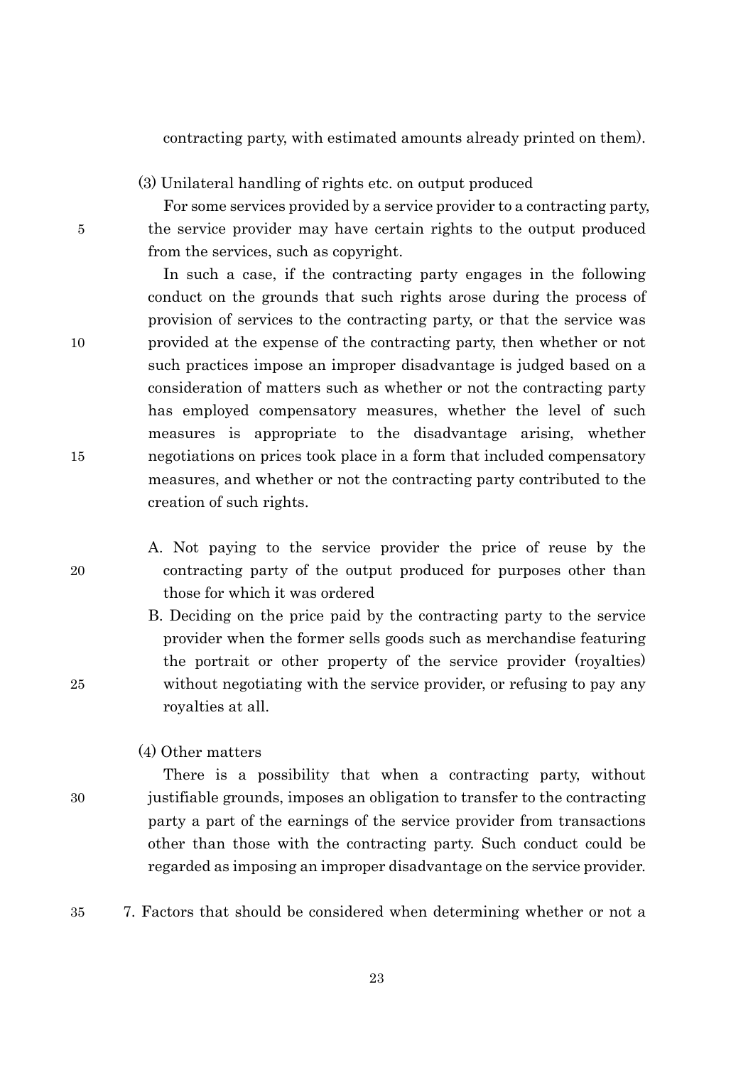contracting party, with estimated amounts already printed on them).

(3) Unilateral handling of rights etc. on output produced

For some services provided by a service provider to a contracting party, the service provider may have certain rights to the output produced from the services, such as copyright.

In such a case, if the contracting party engages in the following conduct on the grounds that such rights arose during the process of provision of services to the contracting party, or that the service was provided at the expense of the contracting party, then whether or not such practices impose an improper disadvantage is judged based on a consideration of matters such as whether or not the contracting party has employed compensatory measures, whether the level of such measures is appropriate to the disadvantage arising, whether negotiations on prices took place in a form that included compensatory measures, and whether or not the contracting party contributed to the creation of such rights.

A. Not paying to the service provider the price of reuse by the contracting party of the output produced for purposes other than those for which it was ordered

B. Deciding on the price paid by the contracting party to the service provider when the former sells goods such as merchandise featuring the portrait or other property of the service provider (royalties) without negotiating with the service provider, or refusing to pay any royalties at all.

(4) Other matters

There is a possibility that when a contracting party, without justifiable grounds, imposes an obligation to transfer to the contracting party a part of the earnings of the service provider from transactions other than those with the contracting party. Such conduct could be regarded as imposing an improper disadvantage on the service provider.

7. Factors that should be considered when determining whether or not a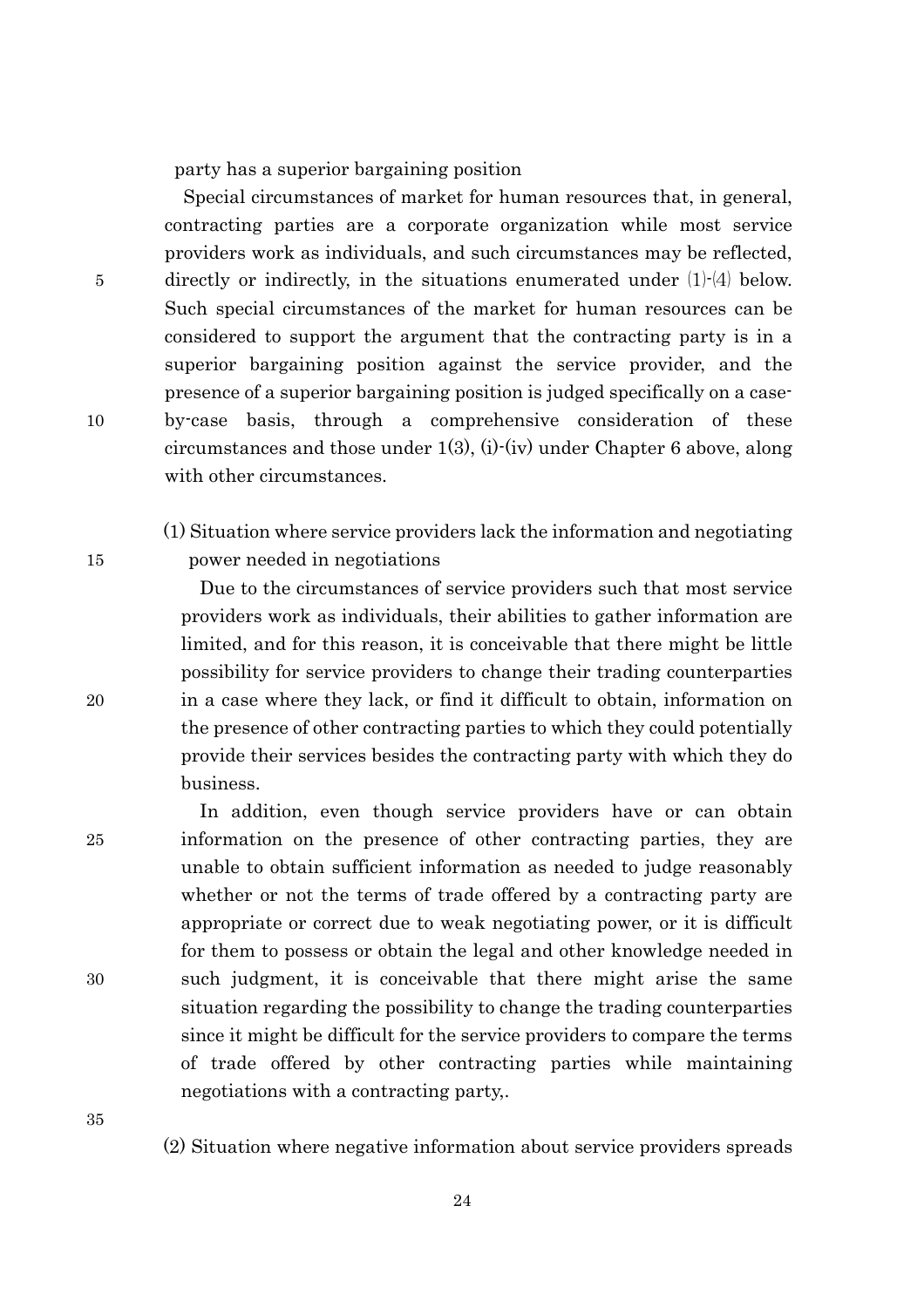party has a superior bargaining position

Special circumstances of market for human resources that, in general, contracting parties are a corporate organization while most service providers work as individuals, and such circumstances may be reflected, directly or indirectly, in the situations enumerated under (1)-(4) below. Such special circumstances of the market for human resources can be considered to support the argument that the contracting party is in a superior bargaining position against the service provider, and the presence of a superior bargaining position is judged specifically on a case-by-case basis, through a comprehensive consideration of these circumstances and those under 1(3), (i)-(iv) under Chapter 6 above, along with other circumstances.

(1) Situation where service providers lack the information and negotiating power needed in negotiations

Due to the circumstances of service providers such that most service providers work as individuals, their abilities to gather information are limited, and for this reason, it is conceivable that there might be little possibility for service providers to change their trading counterparties in a case where they lack, or find it difficult to obtain, information on the presence of other contracting parties to which they could potentially provide their services besides the contracting party with which they do business.

In addition, even though service providers have or can obtain information on the presence of other contracting parties, they are unable to obtain sufficient information as needed to judge reasonably whether or not the terms of trade offered by a contracting party are appropriate or correct due to weak negotiating power, or it is difficult for them to possess or obtain the legal and other knowledge needed in such judgment, it is conceivable that there might arise the same situation regarding the possibility to change the trading counterparties since it might be difficult for the service providers to compare the terms of trade offered by other contracting parties while maintaining negotiations with a contracting party,.

(2) Situation where negative information about service providers spreads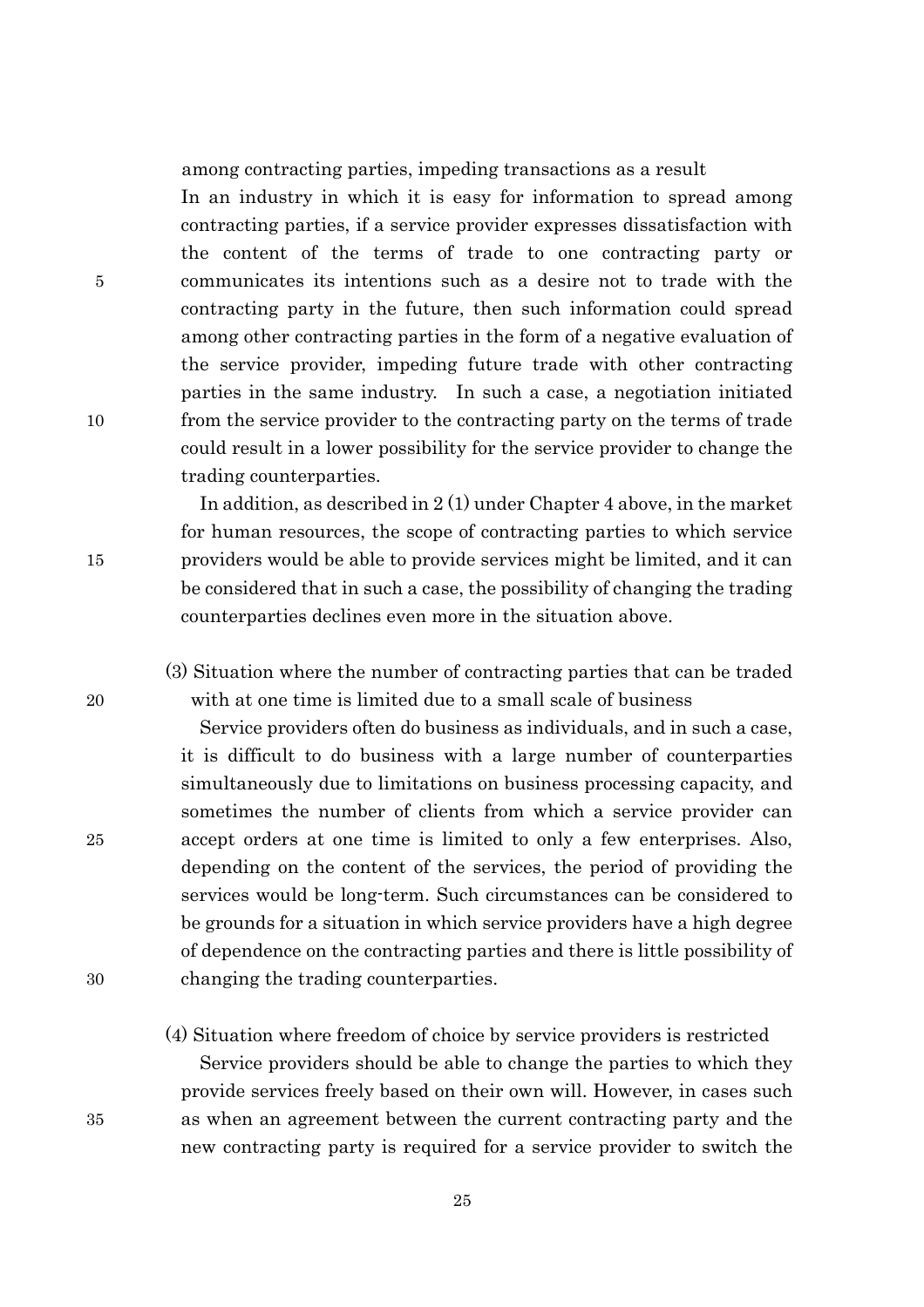among contracting parties, impeding transactions as a result

In an industry in which it is easy for information to spread among contracting parties, if a service provider expresses dissatisfaction with the content of the terms of trade to one contracting party or communicates its intentions such as a desire not to trade with the contracting party in the future, then such information could spread among other contracting parties in the form of a negative evaluation of the service provider, impeding future trade with other contracting parties in the same industry. In such a case, a negotiation initiated from the service provider to the contracting party on the terms of trade could result in a lower possibility for the service provider to change the trading counterparties.

In addition, as described in 2 (1) under Chapter 4 above, in the market for human resources, the scope of contracting parties to which service providers would be able to provide services might be limited, and it can be considered that in such a case, the possibility of changing the trading counterparties declines even more in the situation above.

(3) Situation where the number of contracting parties that can be traded with at one time is limited due to a small scale of business

Service providers often do business as individuals, and in such a case, it is difficult to do business with a large number of counterparties simultaneously due to limitations on business processing capacity, and sometimes the number of clients from which a service provider can accept orders at one time is limited to only a few enterprises. Also, depending on the content of the services, the period of providing the services would be long-term. Such circumstances can be considered to be grounds for a situation in which service providers have a high degree of dependence on the contracting parties and there is little possibility of changing the trading counterparties.

(4) Situation where freedom of choice by service providers is restricted

Service providers should be able to change the parties to which they provide services freely based on their own will. However, in cases such as when an agreement between the current contracting party and the new contracting party is required for a service provider to switch the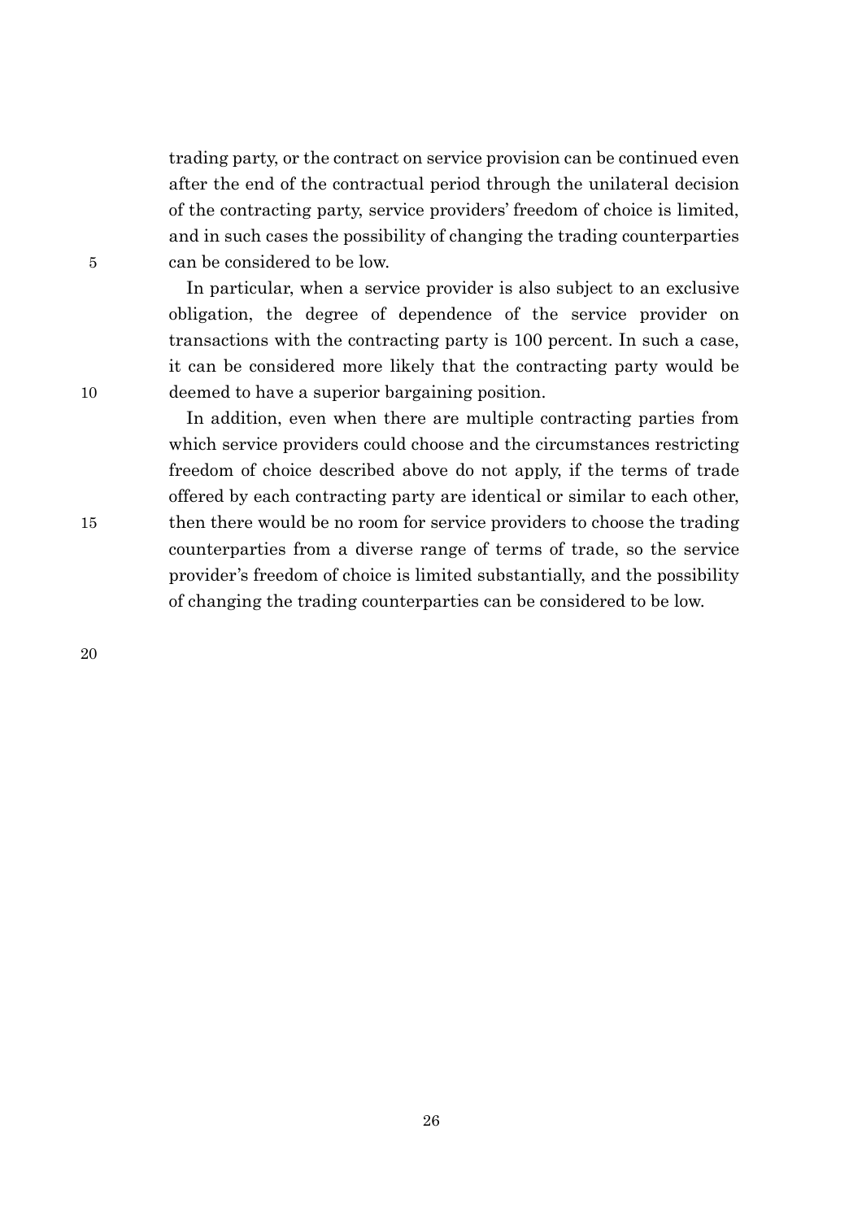trading party, or the contract on service provision can be continued even after the end of the contractual period through the unilateral decision of the contracting party, service providers' freedom of choice is limited, and in such cases the possibility of changing the trading counterparties can be considered to be low.

In particular, when a service provider is also subject to an exclusive obligation, the degree of dependence of the service provider on transactions with the contracting party is 100 percent. In such a case, it can be considered more likely that the contracting party would be deemed to have a superior bargaining position.

In addition, even when there are multiple contracting parties from which service providers could choose and the circumstances restricting freedom of choice described above do not apply, if the terms of trade offered by each contracting party are identical or similar to each other, then there would be no room for service providers to choose the trading counterparties from a diverse range of terms of trade, so the service provider's freedom of choice is limited substantially, and the possibility of changing the trading counterparties can be considered to be low.